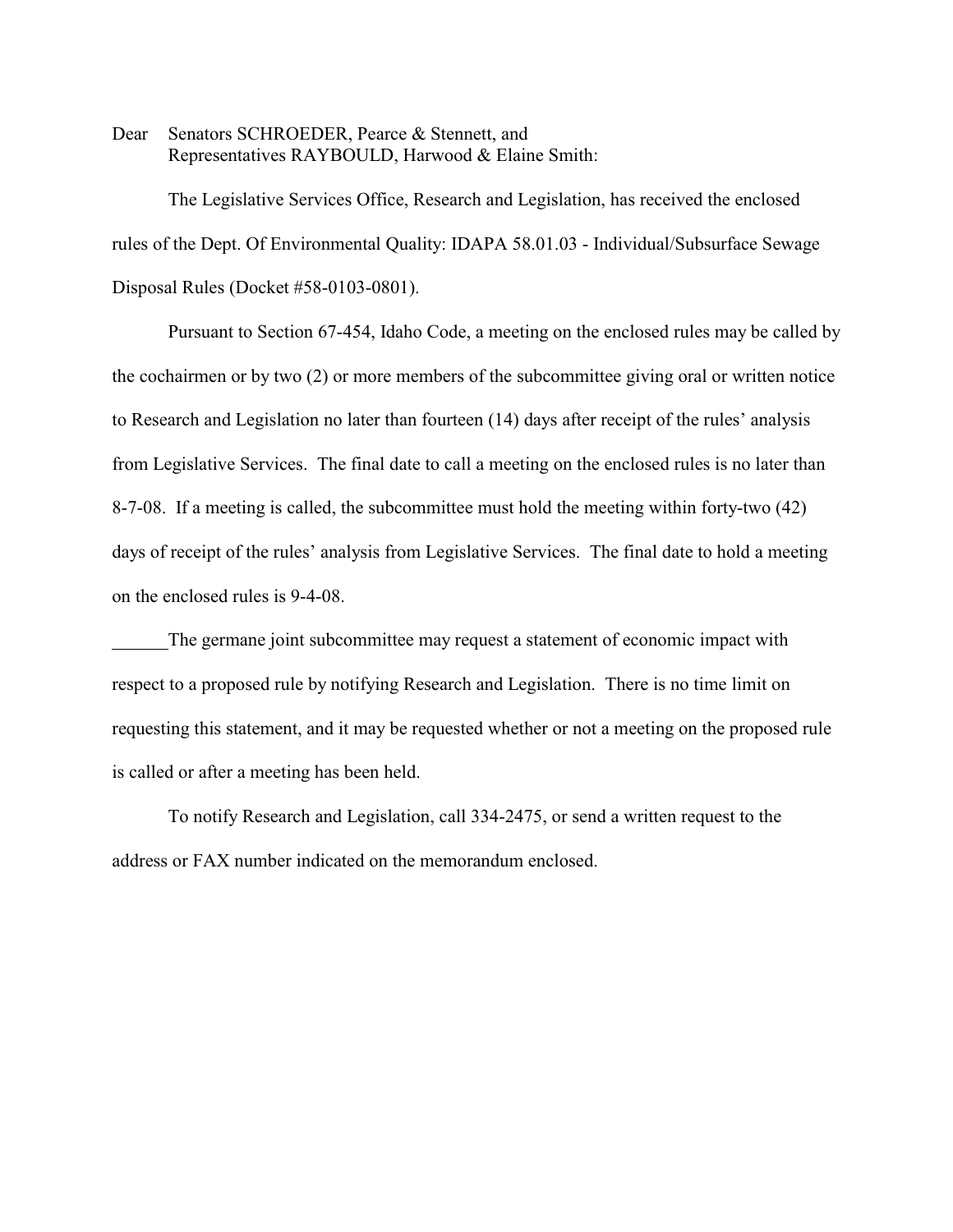Dear Senators SCHROEDER, Pearce & Stennett, and
Representatives RAYBOULD, Harwood & Elaine Smith:

The Legislative Services Office, Research and Legislation, has received the enclosed rules of the Dept. Of Environmental Quality: IDAPA 58.01.03 - Individual/Subsurface Sewage Disposal Rules (Docket #58-0103-0801).

Pursuant to Section 67-454, Idaho Code, a meeting on the enclosed rules may be called by the cochairmen or by two (2) or more members of the subcommittee giving oral or written notice to Research and Legislation no later than fourteen (14) days after receipt of the rules' analysis from Legislative Services. The final date to call a meeting on the enclosed rules is no later than 8-7-08. If a meeting is called, the subcommittee must hold the meeting within forty-two (42) days of receipt of the rules' analysis from Legislative Services. The final date to hold a meeting on the enclosed rules is 9-4-08.

______The germane joint subcommittee may request a statement of economic impact with respect to a proposed rule by notifying Research and Legislation. There is no time limit on requesting this statement, and it may be requested whether or not a meeting on the proposed rule is called or after a meeting has been held.

To notify Research and Legislation, call 334-2475, or send a written request to the address or FAX number indicated on the memorandum enclosed.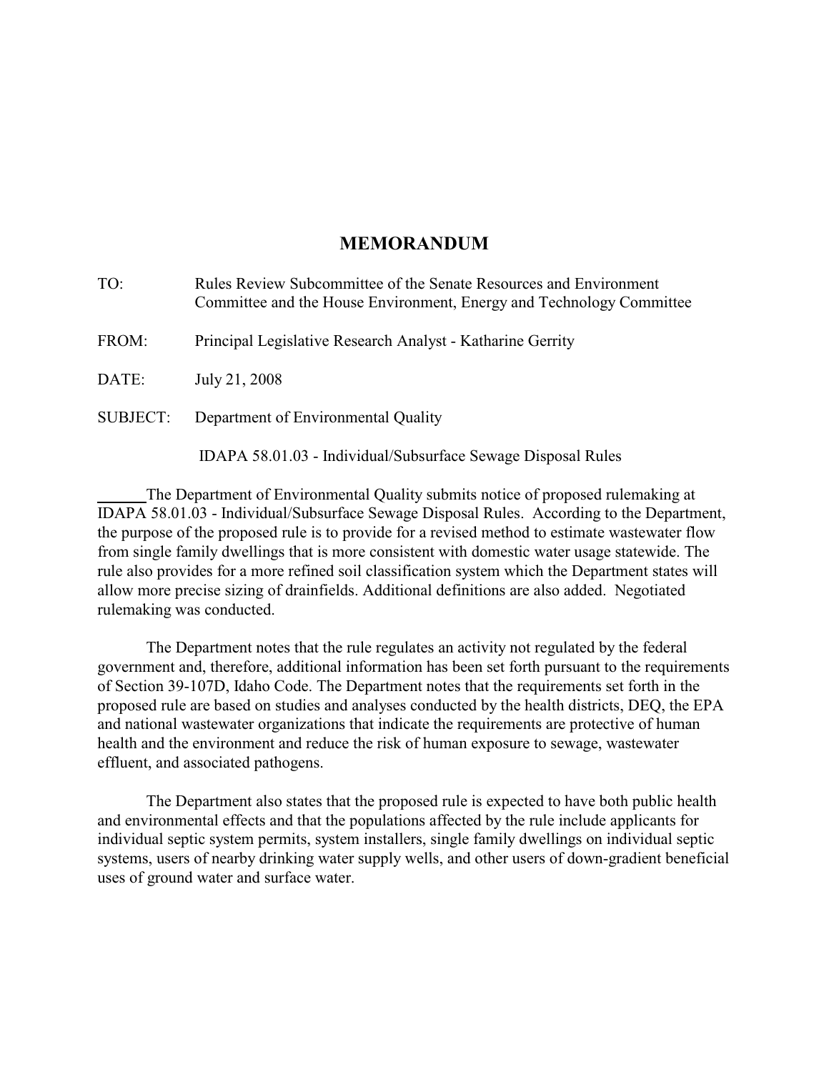# MEMORANDUM

TO: Rules Review Subcommittee of the Senate Resources and Environment Committee and the House Environment, Energy and Technology Committee

FROM: Principal Legislative Research Analyst - Katharine Gerrity

DATE: July 21, 2008

SUBJECT: Department of Environmental Quality

IDAPA 58.01.03 - Individual/Subsurface Sewage Disposal Rules

The Department of Environmental Quality submits notice of proposed rulemaking at IDAPA 58.01.03 - Individual/Subsurface Sewage Disposal Rules. According to the Department, the purpose of the proposed rule is to provide for a revised method to estimate wastewater flow from single family dwellings that is more consistent with domestic water usage statewide. The rule also provides for a more refined soil classification system which the Department states will allow more precise sizing of drainfields. Additional definitions are also added. Negotiated rulemaking was conducted.

The Department notes that the rule regulates an activity not regulated by the federal government and, therefore, additional information has been set forth pursuant to the requirements of Section 39-107D, Idaho Code. The Department notes that the requirements set forth in the proposed rule are based on studies and analyses conducted by the health districts, DEQ, the EPA and national wastewater organizations that indicate the requirements are protective of human health and the environment and reduce the risk of human exposure to sewage, wastewater effluent, and associated pathogens.

The Department also states that the proposed rule is expected to have both public health and environmental effects and that the populations affected by the rule include applicants for individual septic system permits, system installers, single family dwellings on individual septic systems, users of nearby drinking water supply wells, and other users of down-gradient beneficial uses of ground water and surface water.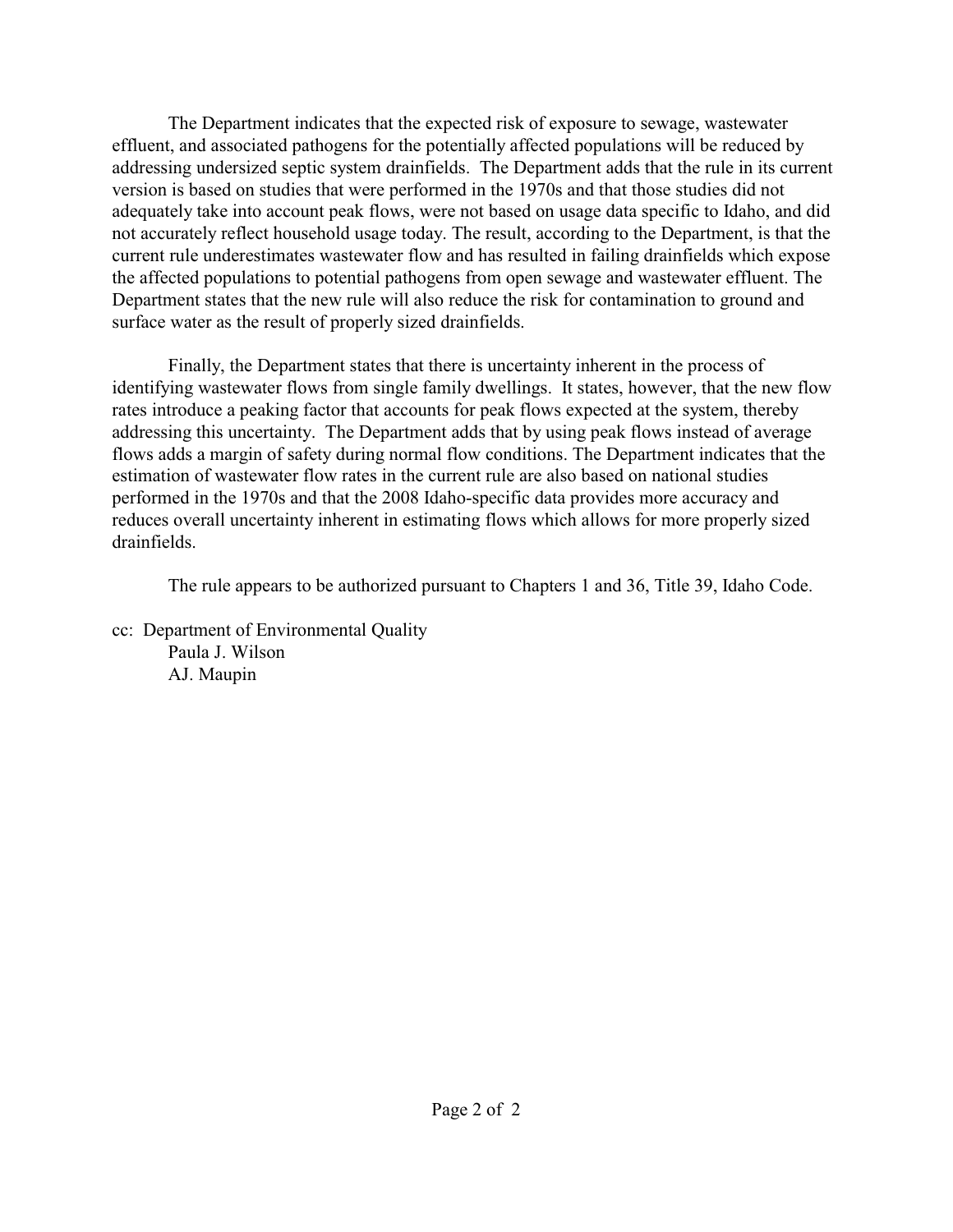The Department indicates that the expected risk of exposure to sewage, wastewater effluent, and associated pathogens for the potentially affected populations will be reduced by addressing undersized septic system drainfields. The Department adds that the rule in its current version is based on studies that were performed in the 1970s and that those studies did not adequately take into account peak flows, were not based on usage data specific to Idaho, and did not accurately reflect household usage today. The result, according to the Department, is that the current rule underestimates wastewater flow and has resulted in failing drainfields which expose the affected populations to potential pathogens from open sewage and wastewater effluent. The Department states that the new rule will also reduce the risk for contamination to ground and surface water as the result of properly sized drainfields.

Finally, the Department states that there is uncertainty inherent in the process of identifying wastewater flows from single family dwellings. It states, however, that the new flow rates introduce a peaking factor that accounts for peak flows expected at the system, thereby addressing this uncertainty. The Department adds that by using peak flows instead of average flows adds a margin of safety during normal flow conditions. The Department indicates that the estimation of wastewater flow rates in the current rule are also based on national studies performed in the 1970s and that the 2008 Idaho-specific data provides more accuracy and reduces overall uncertainty inherent in estimating flows which allows for more properly sized drainfields.

The rule appears to be authorized pursuant to Chapters 1 and 36, Title 39, Idaho Code.

cc: Department of Environmental Quality
Paula J. Wilson
AJ. Maupin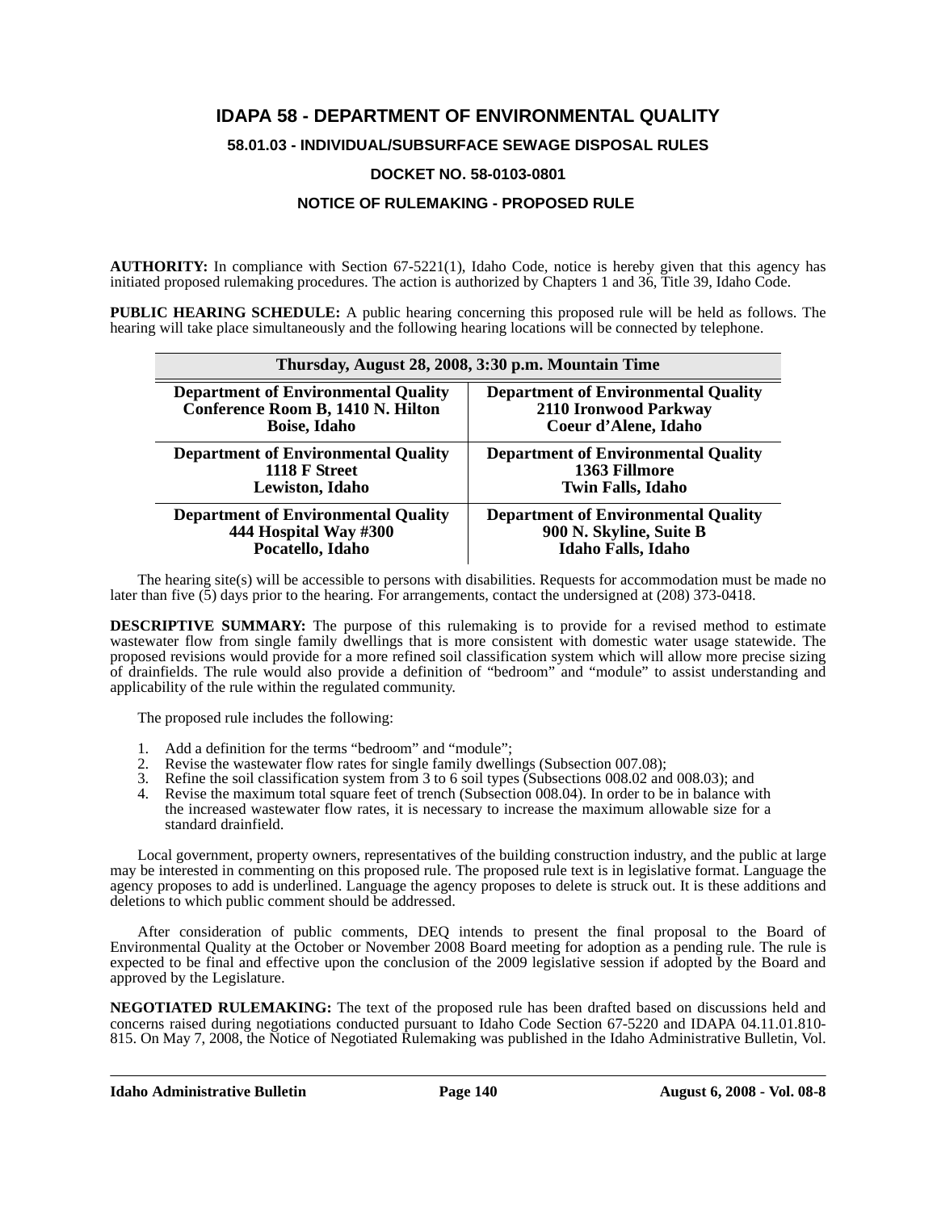# IDAPA 58 - DEPARTMENT OF ENVIRONMENTAL QUALITY

## 58.01.03 - INDIVIDUAL/SUBSURFACE SEWAGE DISPOSAL RULES

### DOCKET NO. 58-0103-0801

### NOTICE OF RULEMAKING - PROPOSED RULE

**AUTHORITY:** In compliance with Section 67-5221(1), Idaho Code, notice is hereby given that this agency has initiated proposed rulemaking procedures. The action is authorized by Chapters 1 and 36, Title 39, Idaho Code.

**PUBLIC HEARING SCHEDULE:** A public hearing concerning this proposed rule will be held as follows. The hearing will take place simultaneously and the following hearing locations will be connected by telephone.

| Thursday, August 28, 2008, 3:30 p.m. Mountain Time | |
|---|---|
| **Department of Environmental Quality**<br>**Conference Room B, 1410 N. Hilton**<br>**Boise, Idaho** | **Department of Environmental Quality**<br>**2110 Ironwood Parkway**<br>**Coeur d'Alene, Idaho** |
| **Department of Environmental Quality**<br>**1118 F Street**<br>**Lewiston, Idaho** | **Department of Environmental Quality**<br>**1363 Fillmore**<br>**Twin Falls, Idaho** |
| **Department of Environmental Quality**<br>**444 Hospital Way #300**<br>**Pocatello, Idaho** | **Department of Environmental Quality**<br>**900 N. Skyline, Suite B**<br>**Idaho Falls, Idaho** |

The hearing site(s) will be accessible to persons with disabilities. Requests for accommodation must be made no later than five (5) days prior to the hearing. For arrangements, contact the undersigned at (208) 373-0418.

**DESCRIPTIVE SUMMARY:** The purpose of this rulemaking is to provide for a revised method to estimate wastewater flow from single family dwellings that is more consistent with domestic water usage statewide. The proposed revisions would provide for a more refined soil classification system which will allow more precise sizing of drainfields. The rule would also provide a definition of "bedroom" and "module" to assist understanding and applicability of the rule within the regulated community.

The proposed rule includes the following:

1. Add a definition for the terms "bedroom" and "module";
2. Revise the wastewater flow rates for single family dwellings (Subsection 007.08);
3. Refine the soil classification system from 3 to 6 soil types (Subsections 008.02 and 008.03); and
4. Revise the maximum total square feet of trench (Subsection 008.04). In order to be in balance with the increased wastewater flow rates, it is necessary to increase the maximum allowable size for a standard drainfield.

Local government, property owners, representatives of the building construction industry, and the public at large may be interested in commenting on this proposed rule. The proposed rule text is in legislative format. Language the agency proposes to add is underlined. Language the agency proposes to delete is struck out. It is these additions and deletions to which public comment should be addressed.

After consideration of public comments, DEQ intends to present the final proposal to the Board of Environmental Quality at the October or November 2008 Board meeting for adoption as a pending rule. The rule is expected to be final and effective upon the conclusion of the 2009 legislative session if adopted by the Board and approved by the Legislature.

**NEGOTIATED RULEMAKING:** The text of the proposed rule has been drafted based on discussions held and concerns raised during negotiations conducted pursuant to Idaho Code Section 67-5220 and IDAPA 04.11.01.810-815. On May 7, 2008, the Notice of Negotiated Rulemaking was published in the Idaho Administrative Bulletin, Vol.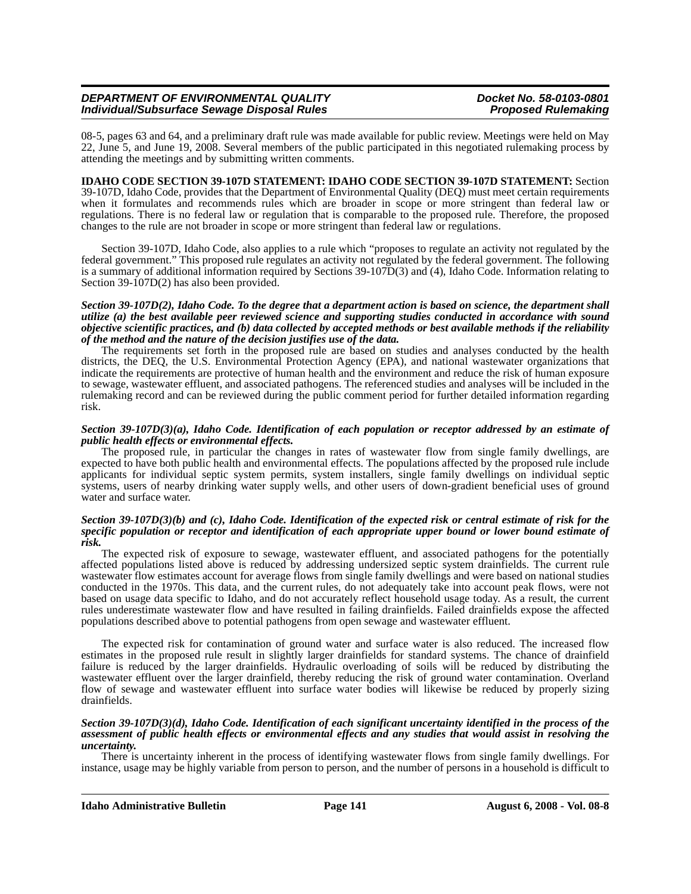08-5, pages 63 and 64, and a preliminary draft rule was made available for public review. Meetings were held on May 22, June 5, and June 19, 2008. Several members of the public participated in this negotiated rulemaking process by attending the meetings and by submitting written comments.

**IDAHO CODE SECTION 39-107D STATEMENT: IDAHO CODE SECTION 39-107D STATEMENT:** Section 39-107D, Idaho Code, provides that the Department of Environmental Quality (DEQ) must meet certain requirements when it formulates and recommends rules which are broader in scope or more stringent than federal law or regulations. There is no federal law or regulation that is comparable to the proposed rule. Therefore, the proposed changes to the rule are not broader in scope or more stringent than federal law or regulations.

Section 39-107D, Idaho Code, also applies to a rule which "proposes to regulate an activity not regulated by the federal government." This proposed rule regulates an activity not regulated by the federal government. The following is a summary of additional information required by Sections 39-107D(3) and (4), Idaho Code. Information relating to Section 39-107D(2) has also been provided.

***Section 39-107D(2), Idaho Code. To the degree that a department action is based on science, the department shall utilize (a) the best available peer reviewed science and supporting studies conducted in accordance with sound objective scientific practices, and (b) data collected by accepted methods or best available methods if the reliability of the method and the nature of the decision justifies use of the data.***

The requirements set forth in the proposed rule are based on studies and analyses conducted by the health districts, the DEQ, the U.S. Environmental Protection Agency (EPA), and national wastewater organizations that indicate the requirements are protective of human health and the environment and reduce the risk of human exposure to sewage, wastewater effluent, and associated pathogens. The referenced studies and analyses will be included in the rulemaking record and can be reviewed during the public comment period for further detailed information regarding risk.

***Section 39-107D(3)(a), Idaho Code. Identification of each population or receptor addressed by an estimate of public health effects or environmental effects.***

The proposed rule, in particular the changes in rates of wastewater flow from single family dwellings, are expected to have both public health and environmental effects. The populations affected by the proposed rule include applicants for individual septic system permits, system installers, single family dwellings on individual septic systems, users of nearby drinking water supply wells, and other users of down-gradient beneficial uses of ground water and surface water.

***Section 39-107D(3)(b) and (c), Idaho Code. Identification of the expected risk or central estimate of risk for the specific population or receptor and identification of each appropriate upper bound or lower bound estimate of risk.***

The expected risk of exposure to sewage, wastewater effluent, and associated pathogens for the potentially affected populations listed above is reduced by addressing undersized septic system drainfields. The current rule wastewater flow estimates account for average flows from single family dwellings and were based on national studies conducted in the 1970s. This data, and the current rules, do not adequately take into account peak flows, were not based on usage data specific to Idaho, and do not accurately reflect household usage today. As a result, the current rules underestimate wastewater flow and have resulted in failing drainfields. Failed drainfields expose the affected populations described above to potential pathogens from open sewage and wastewater effluent.

The expected risk for contamination of ground water and surface water is also reduced. The increased flow estimates in the proposed rule result in slightly larger drainfields for standard systems. The chance of drainfield failure is reduced by the larger drainfields. Hydraulic overloading of soils will be reduced by distributing the wastewater effluent over the larger drainfield, thereby reducing the risk of ground water contamination. Overland flow of sewage and wastewater effluent into surface water bodies will likewise be reduced by properly sizing drainfields.

***Section 39-107D(3)(d), Idaho Code. Identification of each significant uncertainty identified in the process of the assessment of public health effects or environmental effects and any studies that would assist in resolving the uncertainty.***

There is uncertainty inherent in the process of identifying wastewater flows from single family dwellings. For instance, usage may be highly variable from person to person, and the number of persons in a household is difficult to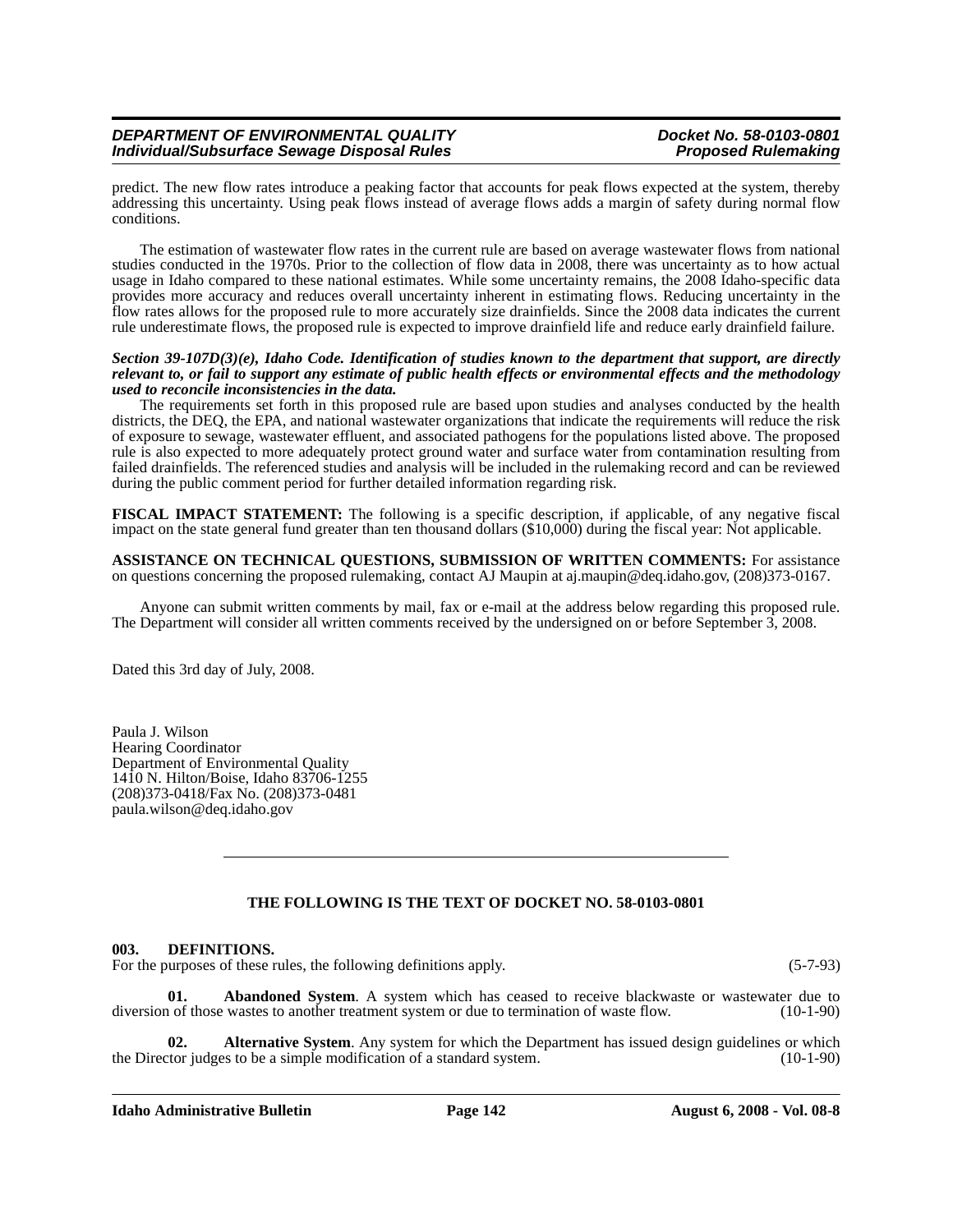predict. The new flow rates introduce a peaking factor that accounts for peak flows expected at the system, thereby addressing this uncertainty. Using peak flows instead of average flows adds a margin of safety during normal flow conditions.

The estimation of wastewater flow rates in the current rule are based on average wastewater flows from national studies conducted in the 1970s. Prior to the collection of flow data in 2008, there was uncertainty as to how actual usage in Idaho compared to these national estimates. While some uncertainty remains, the 2008 Idaho-specific data provides more accuracy and reduces overall uncertainty inherent in estimating flows. Reducing uncertainty in the flow rates allows for the proposed rule to more accurately size drainfields. Since the 2008 data indicates the current rule underestimate flows, the proposed rule is expected to improve drainfield life and reduce early drainfield failure.

***Section 39-107D(3)(e), Idaho Code. Identification of studies known to the department that support, are directly relevant to, or fail to support any estimate of public health effects or environmental effects and the methodology used to reconcile inconsistencies in the data.***

The requirements set forth in this proposed rule are based upon studies and analyses conducted by the health districts, the DEQ, the EPA, and national wastewater organizations that indicate the requirements will reduce the risk of exposure to sewage, wastewater effluent, and associated pathogens for the populations listed above. The proposed rule is also expected to more adequately protect ground water and surface water from contamination resulting from failed drainfields. The referenced studies and analysis will be included in the rulemaking record and can be reviewed during the public comment period for further detailed information regarding risk.

**FISCAL IMPACT STATEMENT:** The following is a specific description, if applicable, of any negative fiscal impact on the state general fund greater than ten thousand dollars ($10,000) during the fiscal year: Not applicable.

**ASSISTANCE ON TECHNICAL QUESTIONS, SUBMISSION OF WRITTEN COMMENTS:** For assistance on questions concerning the proposed rulemaking, contact AJ Maupin at aj.maupin@deq.idaho.gov, (208)373-0167.

Anyone can submit written comments by mail, fax or e-mail at the address below regarding this proposed rule. The Department will consider all written comments received by the undersigned on or before September 3, 2008.

Dated this 3rd day of July, 2008.

Paula J. Wilson
Hearing Coordinator
Department of Environmental Quality
1410 N. Hilton/Boise, Idaho 83706-1255
(208)373-0418/Fax No. (208)373-0481
paula.wilson@deq.idaho.gov

---

**THE FOLLOWING IS THE TEXT OF DOCKET NO. 58-0103-0801**

**003. DEFINITIONS.**

For the purposes of these rules, the following definitions apply. (5-7-93)

**01. Abandoned System**. A system which has ceased to receive blackwaste or wastewater due to diversion of those wastes to another treatment system or due to termination of waste flow. (10-1-90)

**02. Alternative System**. Any system for which the Department has issued design guidelines or which the Director judges to be a simple modification of a standard system. (10-1-90)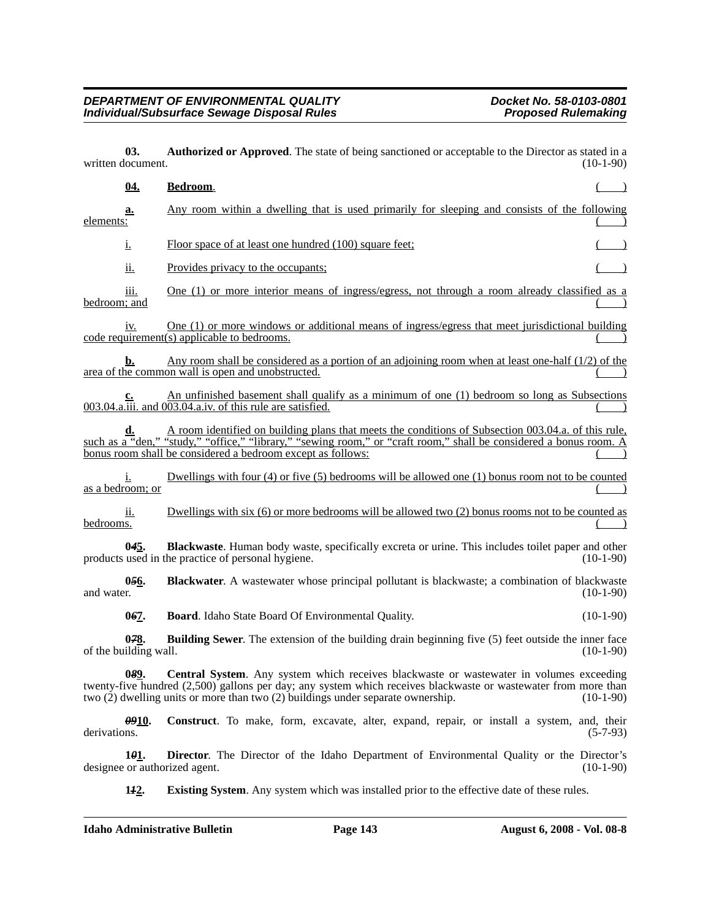**03. Authorized or Approved**. The state of being sanctioned or acceptable to the Director as stated in a written document. (10-1-90)

**04. Bedroom**. ( )

**a.** Any room within a dwelling that is used primarily for sleeping and consists of the following elements: ( )

i. Floor space of at least one hundred (100) square feet; ( )

ii. Provides privacy to the occupants; ( )

iii. One (1) or more interior means of ingress/egress, not through a room already classified as a bedroom; and ( )

iv. One (1) or more windows or additional means of ingress/egress that meet jurisdictional building code requirement(s) applicable to bedrooms. ( )

**b.** Any room shall be considered as a portion of an adjoining room when at least one-half (1/2) of the area of the common wall is open and unobstructed. ( )

**c.** An unfinished basement shall qualify as a minimum of one (1) bedroom so long as Subsections 003.04.a.iii. and 003.04.a.iv. of this rule are satisfied. ( )

**d.** A room identified on building plans that meets the conditions of Subsection 003.04.a. of this rule, such as a "den," "study," "office," "library," "sewing room," or "craft room," shall be considered a bonus room. A bonus room shall be considered a bedroom except as follows: ( )

i. Dwellings with four (4) or five (5) bedrooms will be allowed one (1) bonus room not to be counted as a bedroom; or ( )

ii. Dwellings with six (6) or more bedrooms will be allowed two (2) bonus rooms not to be counted as bedrooms. ( )

**0~~4~~5. Blackwaste**. Human body waste, specifically excreta or urine. This includes toilet paper and other products used in the practice of personal hygiene. (10-1-90)

**0~~5~~6. Blackwater**. A wastewater whose principal pollutant is blackwaste; a combination of blackwaste and water. (10-1-90)

**0~~6~~7. Board**. Idaho State Board Of Environmental Quality. (10-1-90)

**0~~7~~8. Building Sewer**. The extension of the building drain beginning five (5) feet outside the inner face of the building wall. (10-1-90)

**0~~8~~9. Central System**. Any system which receives blackwaste or wastewater in volumes exceeding twenty-five hundred (2,500) gallons per day; any system which receives blackwaste or wastewater from more than two (2) dwelling units or more than two (2) buildings under separate ownership. (10-1-90)

**~~09~~10. Construct**. To make, form, excavate, alter, expand, repair, or install a system, and, their derivations. (5-7-93)

**1~~0~~1. Director**. The Director of the Idaho Department of Environmental Quality or the Director's designee or authorized agent. (10-1-90)

**1~~1~~2. Existing System**. Any system which was installed prior to the effective date of these rules.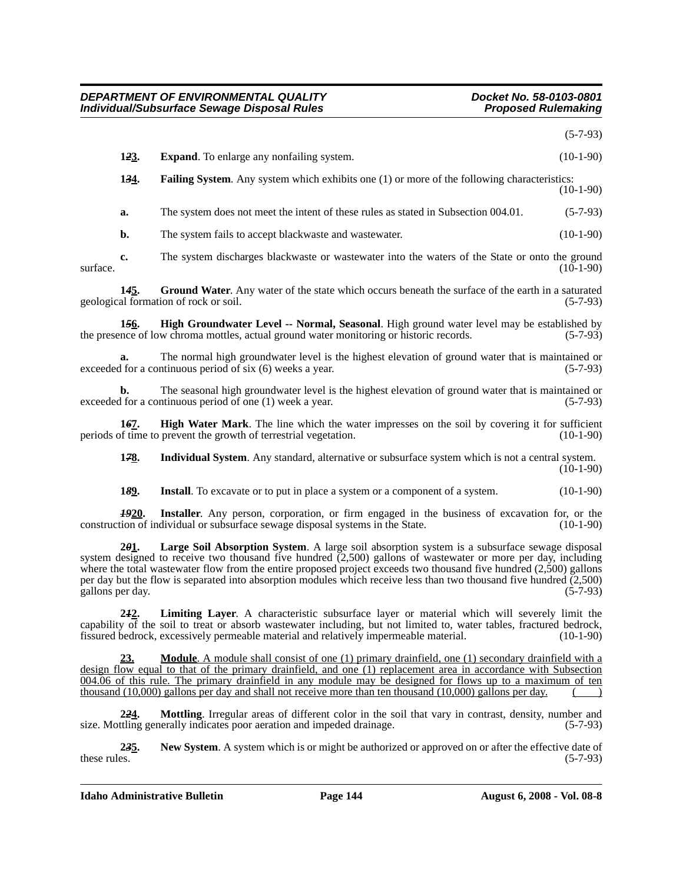(5-7-93)

**1~~2~~3.** **Expand**. To enlarge any nonfailing system. (10-1-90)

**1~~3~~4.** **Failing System**. Any system which exhibits one (1) or more of the following characteristics: (10-1-90)

**a.** The system does not meet the intent of these rules as stated in Subsection 004.01. (5-7-93)

**b.** The system fails to accept blackwaste and wastewater. (10-1-90)

**c.** The system discharges blackwaste or wastewater into the waters of the State or onto the ground surface. (10-1-90)

**1~~4~~5.** **Ground Water**. Any water of the state which occurs beneath the surface of the earth in a saturated geological formation of rock or soil. (5-7-93)

**1~~5~~6.** **High Groundwater Level -- Normal, Seasonal**. High ground water level may be established by the presence of low chroma mottles, actual ground water monitoring or historic records. (5-7-93)

**a.** The normal high groundwater level is the highest elevation of ground water that is maintained or exceeded for a continuous period of six (6) weeks a year. (5-7-93)

**b.** The seasonal high groundwater level is the highest elevation of ground water that is maintained or exceeded for a continuous period of one (1) week a year. (5-7-93)

**1~~6~~7.** **High Water Mark**. The line which the water impresses on the soil by covering it for sufficient periods of time to prevent the growth of terrestrial vegetation. (10-1-90)

**1~~7~~8.** **Individual System**. Any standard, alternative or subsurface system which is not a central system. (10-1-90)

**1~~8~~9.** **Install**. To excavate or to put in place a system or a component of a system. (10-1-90)

**~~19~~20.** **Installer**. Any person, corporation, or firm engaged in the business of excavation for, or the construction of individual or subsurface sewage disposal systems in the State. (10-1-90)

**2~~0~~1.** **Large Soil Absorption System**. A large soil absorption system is a subsurface sewage disposal system designed to receive two thousand five hundred (2,500) gallons of wastewater or more per day, including where the total wastewater flow from the entire proposed project exceeds two thousand five hundred (2,500) gallons per day but the flow is separated into absorption modules which receive less than two thousand five hundred (2,500) gallons per day. (5-7-93)

**2~~1~~2.** **Limiting Layer**. A characteristic subsurface layer or material which will severely limit the capability of the soil to treat or absorb wastewater including, but not limited to, water tables, fractured bedrock, fissured bedrock, excessively permeable material and relatively impermeable material. (10-1-90)

**23.** **Module**. A module shall consist of one (1) primary drainfield, one (1) secondary drainfield with a design flow equal to that of the primary drainfield, and one (1) replacement area in accordance with Subsection 004.06 of this rule. The primary drainfield in any module may be designed for flows up to a maximum of ten thousand (10,000) gallons per day and shall not receive more than ten thousand (10,000) gallons per day. (    )

**2~~2~~4.** **Mottling**. Irregular areas of different color in the soil that vary in contrast, density, number and size. Mottling generally indicates poor aeration and impeded drainage. (5-7-93)

**2~~3~~5.** **New System**. A system which is or might be authorized or approved on or after the effective date of these rules. (5-7-93)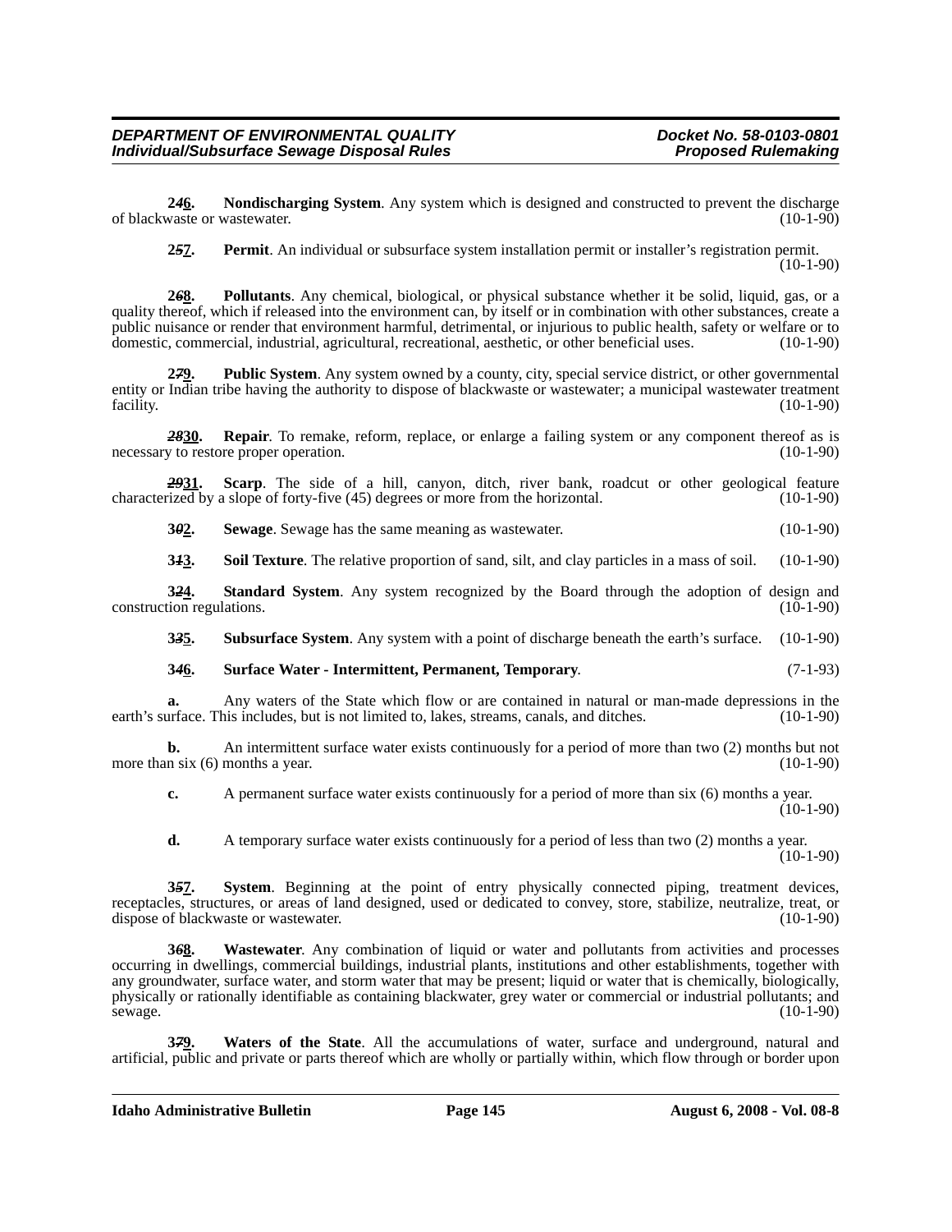**2~~4~~6.** **Nondischarging System**. Any system which is designed and constructed to prevent the discharge of blackwaste or wastewater. (10-1-90)

**2~~5~~7.** **Permit**. An individual or subsurface system installation permit or installer's registration permit. (10-1-90)

**2~~6~~8.** **Pollutants**. Any chemical, biological, or physical substance whether it be solid, liquid, gas, or a quality thereof, which if released into the environment can, by itself or in combination with other substances, create a public nuisance or render that environment harmful, detrimental, or injurious to public health, safety or welfare or to domestic, commercial, industrial, agricultural, recreational, aesthetic, or other beneficial uses. (10-1-90)

**2~~7~~9.** **Public System**. Any system owned by a county, city, special service district, or other governmental entity or Indian tribe having the authority to dispose of blackwaste or wastewater; a municipal wastewater treatment facility. (10-1-90)

**~~28~~30.** **Repair**. To remake, reform, replace, or enlarge a failing system or any component thereof as is necessary to restore proper operation. (10-1-90)

**~~29~~31.** **Scarp**. The side of a hill, canyon, ditch, river bank, roadcut or other geological feature characterized by a slope of forty-five (45) degrees or more from the horizontal. (10-1-90)

**3~~0~~2.** **Sewage**. Sewage has the same meaning as wastewater. (10-1-90)

**3~~1~~3.** **Soil Texture**. The relative proportion of sand, silt, and clay particles in a mass of soil. (10-1-90)

**3~~2~~4.** **Standard System**. Any system recognized by the Board through the adoption of design and construction regulations. (10-1-90)

**3~~3~~5.** **Subsurface System**. Any system with a point of discharge beneath the earth's surface. (10-1-90)

**3~~4~~6.** **Surface Water - Intermittent, Permanent, Temporary**. (7-1-93)

**a.** Any waters of the State which flow or are contained in natural or man-made depressions in the earth's surface. This includes, but is not limited to, lakes, streams, canals, and ditches. (10-1-90)

**b.** An intermittent surface water exists continuously for a period of more than two (2) months but not more than six (6) months a year. (10-1-90)

**c.** A permanent surface water exists continuously for a period of more than six (6) months a year. (10-1-90)

**d.** A temporary surface water exists continuously for a period of less than two (2) months a year. (10-1-90)

**3~~5~~7.** **System**. Beginning at the point of entry physically connected piping, treatment devices, receptacles, structures, or areas of land designed, used or dedicated to convey, store, stabilize, neutralize, treat, or dispose of blackwaste or wastewater. (10-1-90)

**3~~6~~8.** **Wastewater**. Any combination of liquid or water and pollutants from activities and processes occurring in dwellings, commercial buildings, industrial plants, institutions and other establishments, together with any groundwater, surface water, and storm water that may be present; liquid or water that is chemically, biologically, physically or rationally identifiable as containing blackwater, grey water or commercial or industrial pollutants; and sewage. (10-1-90)

**3~~7~~9.** **Waters of the State**. All the accumulations of water, surface and underground, natural and artificial, public and private or parts thereof which are wholly or partially within, which flow through or border upon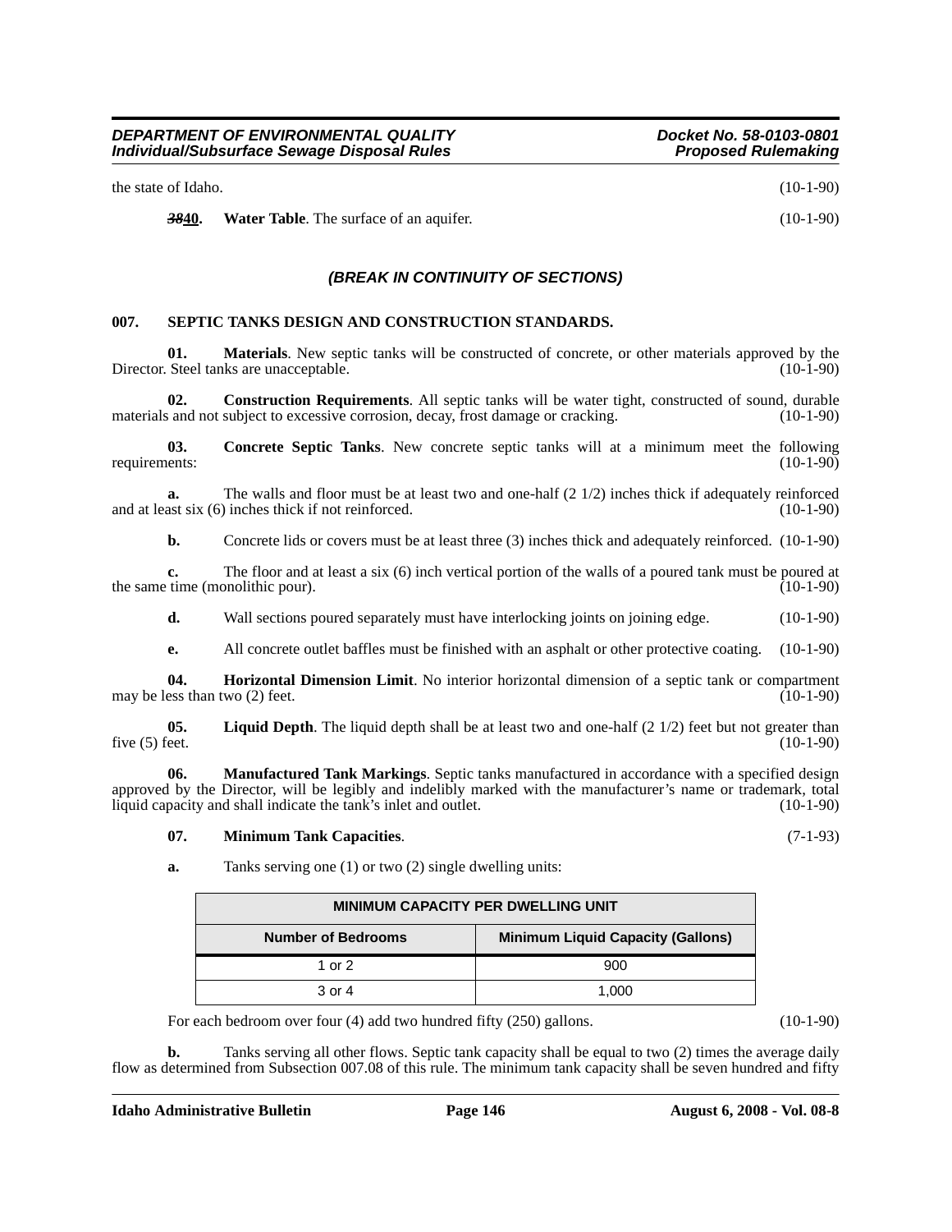the state of Idaho. (10-1-90)

~~38~~**40**. **Water Table**. The surface of an aquifer. (10-1-90)

***(BREAK IN CONTINUITY OF SECTIONS)***

**007. SEPTIC TANKS DESIGN AND CONSTRUCTION STANDARDS.**

**01. Materials**. New septic tanks will be constructed of concrete, or other materials approved by the Director. Steel tanks are unacceptable. (10-1-90)

**02. Construction Requirements**. All septic tanks will be water tight, constructed of sound, durable materials and not subject to excessive corrosion, decay, frost damage or cracking. (10-1-90)

**03. Concrete Septic Tanks**. New concrete septic tanks will at a minimum meet the following requirements: (10-1-90)

**a.** The walls and floor must be at least two and one-half (2 1/2) inches thick if adequately reinforced and at least six (6) inches thick if not reinforced. (10-1-90)

**b.** Concrete lids or covers must be at least three (3) inches thick and adequately reinforced. (10-1-90)

**c.** The floor and at least a six (6) inch vertical portion of the walls of a poured tank must be poured at the same time (monolithic pour). (10-1-90)

**d.** Wall sections poured separately must have interlocking joints on joining edge. (10-1-90)

**e.** All concrete outlet baffles must be finished with an asphalt or other protective coating. (10-1-90)

**04. Horizontal Dimension Limit**. No interior horizontal dimension of a septic tank or compartment may be less than two (2) feet. (10-1-90)

**05. Liquid Depth**. The liquid depth shall be at least two and one-half (2 1/2) feet but not greater than five (5) feet. (10-1-90)

**06. Manufactured Tank Markings**. Septic tanks manufactured in accordance with a specified design approved by the Director, will be legibly and indelibly marked with the manufacturer's name or trademark, total liquid capacity and shall indicate the tank's inlet and outlet. (10-1-90)

**07. Minimum Tank Capacities**. (7-1-93)

**a.** Tanks serving one (1) or two (2) single dwelling units:

| MINIMUM CAPACITY PER DWELLING UNIT | |
|---|---|
| **Number of Bedrooms** | **Minimum Liquid Capacity (Gallons)** |
| 1 or 2 | 900 |
| 3 or 4 | 1,000 |

For each bedroom over four (4) add two hundred fifty (250) gallons. (10-1-90)

**b.** Tanks serving all other flows. Septic tank capacity shall be equal to two (2) times the average daily flow as determined from Subsection 007.08 of this rule. The minimum tank capacity shall be seven hundred and fifty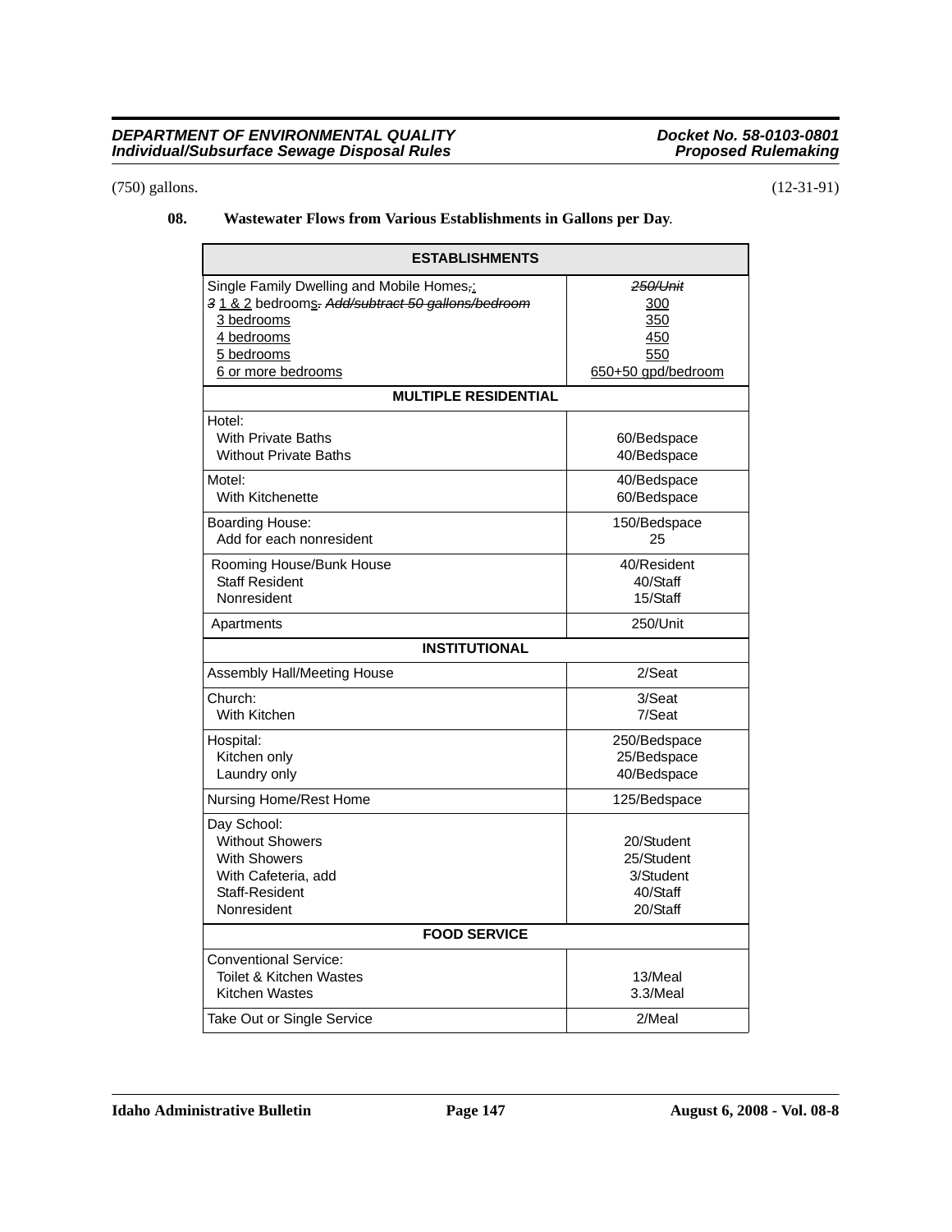(750) gallons. (12-31-91)

**08. Wastewater Flows from Various Establishments in Gallons per Day**.

| ESTABLISHMENTS | |
|---|---|
| Single Family Dwelling and Mobile Homes,:<br>~~3~~ 1 & 2 bedrooms. ~~Add/subtract 50 gallons/bedroom~~<br>3 bedrooms<br>4 bedrooms<br>5 bedrooms<br>6 or more bedrooms | ~~250/Unit~~<br>300<br>350<br>450<br>550<br>650+50 gpd/bedroom |
| **MULTIPLE RESIDENTIAL** | |
| Hotel:<br>With Private Baths<br>Without Private Baths | <br>60/Bedspace<br>40/Bedspace |
| Motel:<br>With Kitchenette | 40/Bedspace<br>60/Bedspace |
| Boarding House:<br>Add for each nonresident | 150/Bedspace<br>25 |
| Rooming House/Bunk House<br>Staff Resident<br>Nonresident | 40/Resident<br>40/Staff<br>15/Staff |
| Apartments | 250/Unit |
| **INSTITUTIONAL** | |
| Assembly Hall/Meeting House | 2/Seat |
| Church:<br>With Kitchen | 3/Seat<br>7/Seat |
| Hospital:<br>Kitchen only<br>Laundry only | 250/Bedspace<br>25/Bedspace<br>40/Bedspace |
| Nursing Home/Rest Home | 125/Bedspace |
| Day School:<br>Without Showers<br>With Showers<br>With Cafeteria, add<br>Staff-Resident<br>Nonresident | <br>20/Student<br>25/Student<br>3/Student<br>40/Staff<br>20/Staff |
| **FOOD SERVICE** | |
| Conventional Service:<br>Toilet & Kitchen Wastes<br>Kitchen Wastes | <br>13/Meal<br>3.3/Meal |
| Take Out or Single Service | 2/Meal |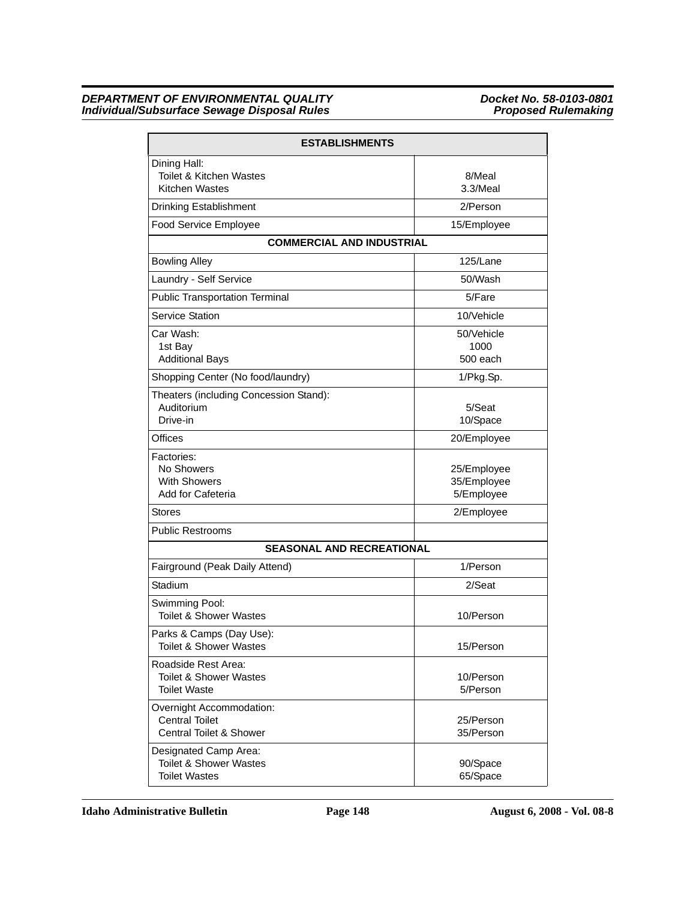| ESTABLISHMENTS | |
|---|---|
| Dining Hall:<br>Toilet & Kitchen Wastes<br>Kitchen Wastes | <br>8/Meal<br>3.3/Meal |
| Drinking Establishment | 2/Person |
| Food Service Employee | 15/Employee |
| **COMMERCIAL AND INDUSTRIAL** | |
| Bowling Alley | 125/Lane |
| Laundry - Self Service | 50/Wash |
| Public Transportation Terminal | 5/Fare |
| Service Station | 10/Vehicle |
| Car Wash:<br>1st Bay<br>Additional Bays | 50/Vehicle<br>1000<br>500 each |
| Shopping Center (No food/laundry) | 1/Pkg.Sp. |
| Theaters (including Concession Stand):<br>Auditorium<br>Drive-in | <br>5/Seat<br>10/Space |
| Offices | 20/Employee |
| Factories:<br>No Showers<br>With Showers<br>Add for Cafeteria | <br>25/Employee<br>35/Employee<br>5/Employee |
| Stores | 2/Employee |
| Public Restrooms | |
| **SEASONAL AND RECREATIONAL** | |
| Fairground (Peak Daily Attend) | 1/Person |
| Stadium | 2/Seat |
| Swimming Pool:<br>Toilet & Shower Wastes | <br>10/Person |
| Parks & Camps (Day Use):<br>Toilet & Shower Wastes | <br>15/Person |
| Roadside Rest Area:<br>Toilet & Shower Wastes<br>Toilet Waste | <br>10/Person<br>5/Person |
| Overnight Accommodation:<br>Central Toilet<br>Central Toilet & Shower | <br>25/Person<br>35/Person |
| Designated Camp Area:<br>Toilet & Shower Wastes<br>Toilet Wastes | <br>90/Space<br>65/Space |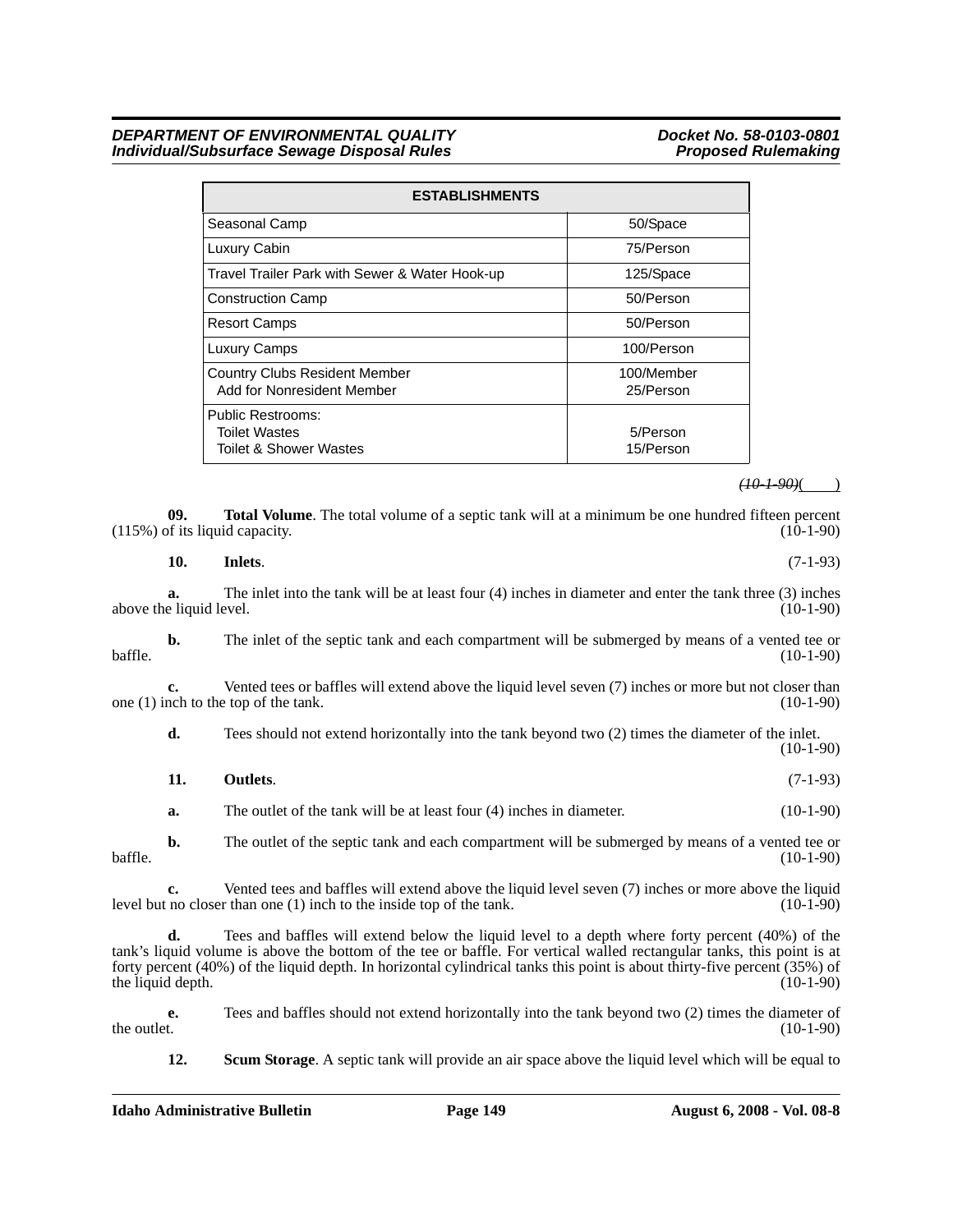| ESTABLISHMENTS | |
|---|---|
| Seasonal Camp | 50/Space |
| Luxury Cabin | 75/Person |
| Travel Trailer Park with Sewer & Water Hook-up | 125/Space |
| Construction Camp | 50/Person |
| Resort Camps | 50/Person |
| Luxury Camps | 100/Person |
| Country Clubs Resident Member<br>Add for Nonresident Member | 100/Member<br>25/Person |
| Public Restrooms:<br>Toilet Wastes<br>Toilet & Shower Wastes | <br>5/Person<br>15/Person |

~~*(10-1-90)*~~(    )

**09. Total Volume**. The total volume of a septic tank will at a minimum be one hundred fifteen percent (115%) of its liquid capacity. (10-1-90)

**10. Inlets**. (7-1-93)

**a.** The inlet into the tank will be at least four (4) inches in diameter and enter the tank three (3) inches above the liquid level. (10-1-90)

**b.** The inlet of the septic tank and each compartment will be submerged by means of a vented tee or baffle. (10-1-90)

**c.** Vented tees or baffles will extend above the liquid level seven (7) inches or more but not closer than one (1) inch to the top of the tank. (10-1-90)

**d.** Tees should not extend horizontally into the tank beyond two (2) times the diameter of the inlet. (10-1-90)

**11. Outlets**. (7-1-93)

**a.** The outlet of the tank will be at least four (4) inches in diameter. (10-1-90)

**b.** The outlet of the septic tank and each compartment will be submerged by means of a vented tee or baffle. (10-1-90)

**c.** Vented tees and baffles will extend above the liquid level seven (7) inches or more above the liquid level but no closer than one (1) inch to the inside top of the tank. (10-1-90)

**d.** Tees and baffles will extend below the liquid level to a depth where forty percent (40%) of the tank's liquid volume is above the bottom of the tee or baffle. For vertical walled rectangular tanks, this point is at forty percent (40%) of the liquid depth. In horizontal cylindrical tanks this point is about thirty-five percent (35%) of the liquid depth. (10-1-90)

**e.** Tees and baffles should not extend horizontally into the tank beyond two (2) times the diameter of the outlet. (10-1-90)

**12. Scum Storage**. A septic tank will provide an air space above the liquid level which will be equal to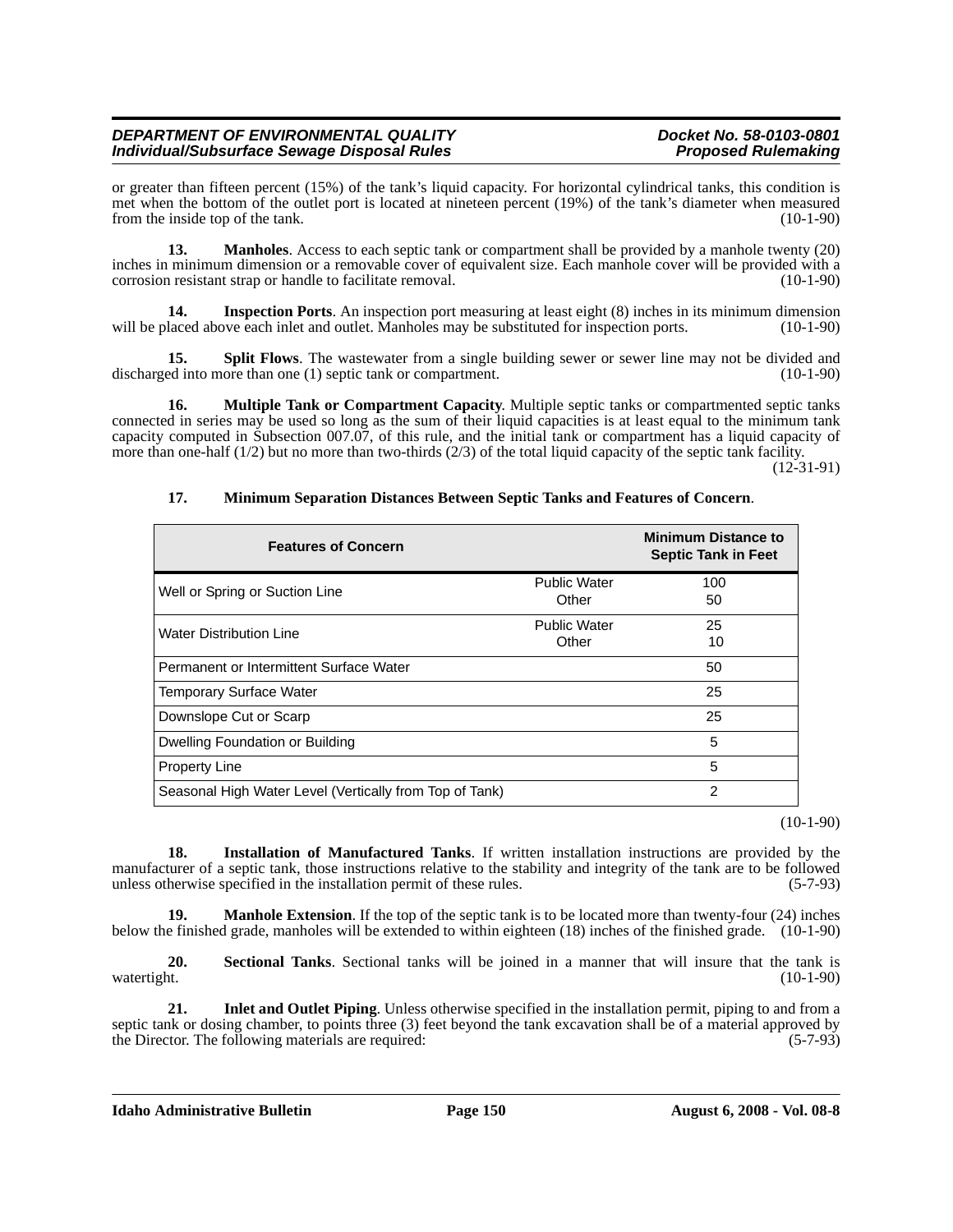or greater than fifteen percent (15%) of the tank's liquid capacity. For horizontal cylindrical tanks, this condition is met when the bottom of the outlet port is located at nineteen percent (19%) of the tank's diameter when measured from the inside top of the tank. (10-1-90)

**13. Manholes**. Access to each septic tank or compartment shall be provided by a manhole twenty (20) inches in minimum dimension or a removable cover of equivalent size. Each manhole cover will be provided with a corrosion resistant strap or handle to facilitate removal. (10-1-90)

**14. Inspection Ports**. An inspection port measuring at least eight (8) inches in its minimum dimension will be placed above each inlet and outlet. Manholes may be substituted for inspection ports. (10-1-90)

**15. Split Flows**. The wastewater from a single building sewer or sewer line may not be divided and discharged into more than one (1) septic tank or compartment. (10-1-90)

**16. Multiple Tank or Compartment Capacity**. Multiple septic tanks or compartmented septic tanks connected in series may be used so long as the sum of their liquid capacities is at least equal to the minimum tank capacity computed in Subsection 007.07, of this rule, and the initial tank or compartment has a liquid capacity of more than one-half (1/2) but no more than two-thirds (2/3) of the total liquid capacity of the septic tank facility. (12-31-91)

**17. Minimum Separation Distances Between Septic Tanks and Features of Concern**.

| Features of Concern | | Minimum Distance to Septic Tank in Feet |
|---|---|---|
| Well or Spring or Suction Line | Public Water<br>Other | 100<br>50 |
| Water Distribution Line | Public Water<br>Other | 25<br>10 |
| Permanent or Intermittent Surface Water | | 50 |
| Temporary Surface Water | | 25 |
| Downslope Cut or Scarp | | 25 |
| Dwelling Foundation or Building | | 5 |
| Property Line | | 5 |
| Seasonal High Water Level (Vertically from Top of Tank) | | 2 |

(10-1-90)

**18. Installation of Manufactured Tanks**. If written installation instructions are provided by the manufacturer of a septic tank, those instructions relative to the stability and integrity of the tank are to be followed unless otherwise specified in the installation permit of these rules. (5-7-93)

**19. Manhole Extension**. If the top of the septic tank is to be located more than twenty-four (24) inches below the finished grade, manholes will be extended to within eighteen (18) inches of the finished grade. (10-1-90)

**20. Sectional Tanks**. Sectional tanks will be joined in a manner that will insure that the tank is watertight. (10-1-90)

**21. Inlet and Outlet Piping**. Unless otherwise specified in the installation permit, piping to and from a septic tank or dosing chamber, to points three (3) feet beyond the tank excavation shall be of a material approved by the Director. The following materials are required: (5-7-93)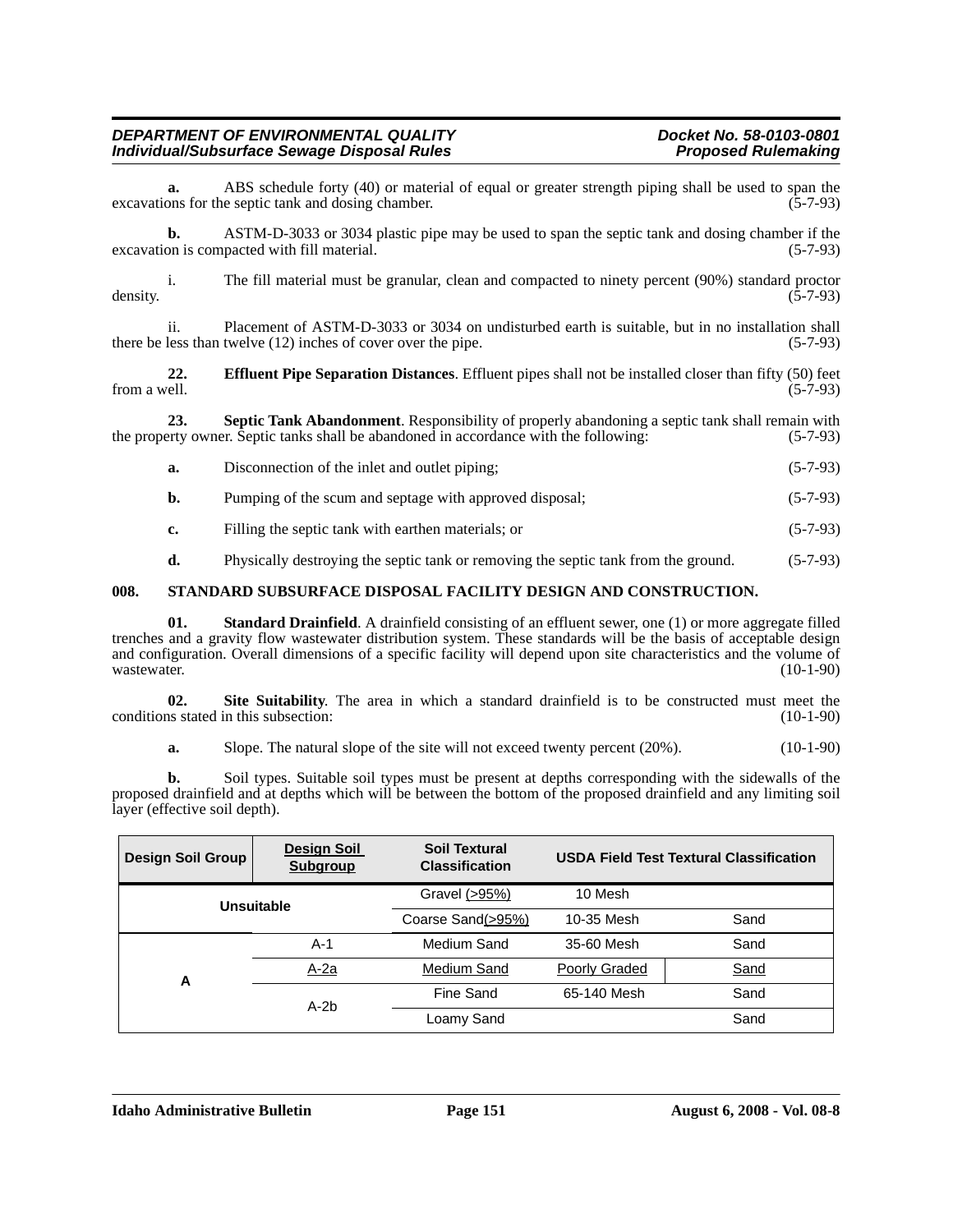**a.** ABS schedule forty (40) or material of equal or greater strength piping shall be used to span the excavations for the septic tank and dosing chamber. (5-7-93)

**b.** ASTM-D-3033 or 3034 plastic pipe may be used to span the septic tank and dosing chamber if the excavation is compacted with fill material. (5-7-93)

i. The fill material must be granular, clean and compacted to ninety percent (90%) standard proctor density. (5-7-93)

ii. Placement of ASTM-D-3033 or 3034 on undisturbed earth is suitable, but in no installation shall there be less than twelve (12) inches of cover over the pipe. (5-7-93)

**22. Effluent Pipe Separation Distances**. Effluent pipes shall not be installed closer than fifty (50) feet from a well. (5-7-93)

**23. Septic Tank Abandonment**. Responsibility of properly abandoning a septic tank shall remain with the property owner. Septic tanks shall be abandoned in accordance with the following: (5-7-93)

**a.** Disconnection of the inlet and outlet piping; (5-7-93)

**b.** Pumping of the scum and septage with approved disposal; (5-7-93)

**c.** Filling the septic tank with earthen materials; or (5-7-93)

**d.** Physically destroying the septic tank or removing the septic tank from the ground. (5-7-93)

## 008. STANDARD SUBSURFACE DISPOSAL FACILITY DESIGN AND CONSTRUCTION.

**01. Standard Drainfield**. A drainfield consisting of an effluent sewer, one (1) or more aggregate filled trenches and a gravity flow wastewater distribution system. These standards will be the basis of acceptable design and configuration. Overall dimensions of a specific facility will depend upon site characteristics and the volume of wastewater. (10-1-90)

**02. Site Suitability**. The area in which a standard drainfield is to be constructed must meet the conditions stated in this subsection: (10-1-90)

**a.** Slope. The natural slope of the site will not exceed twenty percent (20%). (10-1-90)

**b.** Soil types. Suitable soil types must be present at depths corresponding with the sidewalls of the proposed drainfield and at depths which will be between the bottom of the proposed drainfield and any limiting soil layer (effective soil depth).

| Design Soil Group | Design Soil Subgroup | Soil Textural Classification | USDA Field Test Textural Classification | |
|---|---|---|---|---|
| Unsuitable | | Gravel (>95%) | 10 Mesh | |
| | | Coarse Sand(>95%) | 10-35 Mesh | Sand |
| A | A-1 | Medium Sand | 35-60 Mesh | Sand |
| | A-2a | Medium Sand | Poorly Graded | Sand |
| | A-2b | Fine Sand | 65-140 Mesh | Sand |
| | | Loamy Sand | | Sand |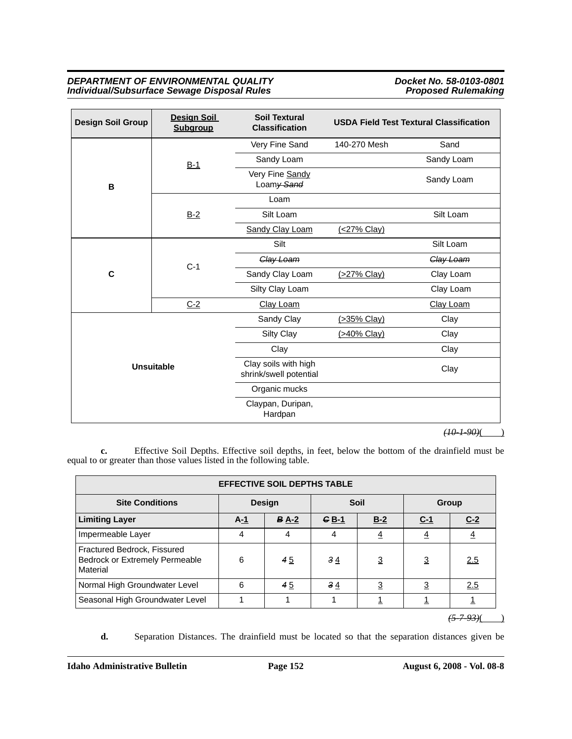| Design Soil Group | Design Soil Subgroup | Soil Textural Classification | USDA Field Test Textural Classification | |
|---|---|---|---|---|
| B | B-1 | Very Fine Sand | 140-270 Mesh | Sand |
| | | Sandy Loam | | Sandy Loam |
| | | Very Fine Sandy Loamy ~~Sand~~ | | Sandy Loam |
| | B-2 | Loam | | |
| | | Silt Loam | | Silt Loam |
| | | Sandy Clay Loam | (<27% Clay) | |
| C | C-1 | Silt | | Silt Loam |
| | | ~~Clay Loam~~ | | ~~Clay Loam~~ |
| | | Sandy Clay Loam | (>27% Clay) | Clay Loam |
| | | Silty Clay Loam | | Clay Loam |
| | C-2 | Clay Loam | | Clay Loam |
| Unsuitable | | Sandy Clay | (>35% Clay) | Clay |
| | | Silty Clay | (>40% Clay) | Clay |
| | | Clay | | Clay |
| | | Clay soils with high shrink/swell potential | | Clay |
| | | Organic mucks | | |
| | | Claypan, Duripan, Hardpan | | |

*~~(10-1-90)~~*(    )

**c.** Effective Soil Depths. Effective soil depths, in feet, below the bottom of the drainfield must be equal to or greater than those values listed in the following table.

| EFFECTIVE SOIL DEPTHS TABLE | | | | | | |
|---|---|---|---|---|---|---|
| **Site Conditions** | **Design** | | **Soil** | | **Group** | |
| **Limiting Layer** | **A-1** | **~~B~~ A-2** | **~~C~~ B-1** | **B-2** | **C-1** | **C-2** |
| Impermeable Layer | 4 | 4 | 4 | 4 | 4 | 4 |
| Fractured Bedrock, Fissured Bedrock or Extremely Permeable Material | 6 | ~~4~~ 5 | ~~3~~ 4 | 3 | 3 | 2.5 |
| Normal High Groundwater Level | 6 | ~~4~~ 5 | ~~3~~ 4 | 3 | 3 | 2.5 |
| Seasonal High Groundwater Level | 1 | 1 | 1 | 1 | 1 | 1 |

*~~(5-7-93)~~*(    )

**d.** Separation Distances. The drainfield must be located so that the separation distances given be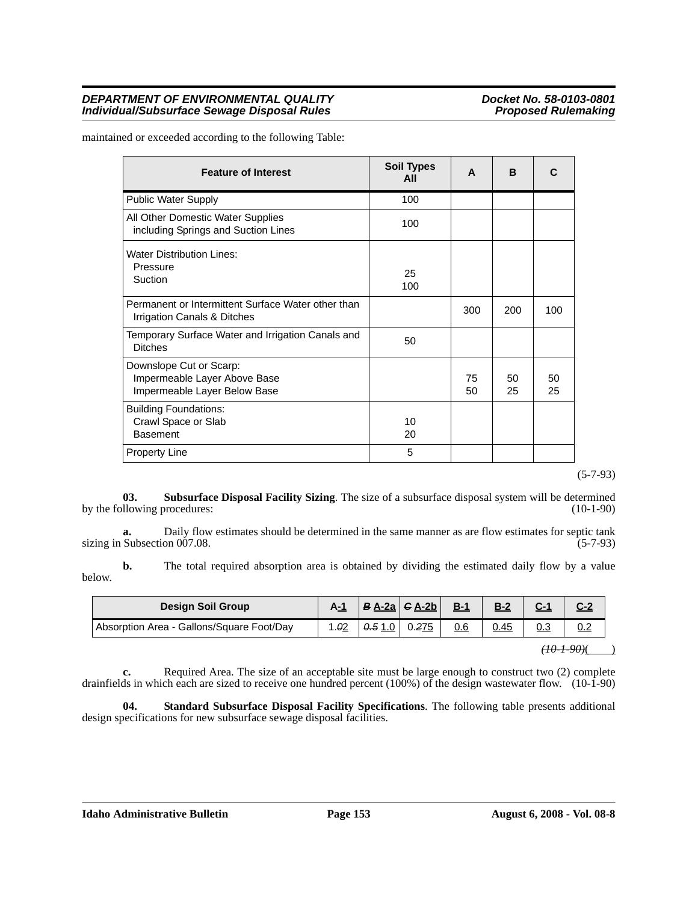maintained or exceeded according to the following Table:

| Feature of Interest | Soil Types All | A | B | C |
|---|---|---|---|---|
| Public Water Supply | 100 | | | |
| All Other Domestic Water Supplies including Springs and Suction Lines | 100 | | | |
| Water Distribution Lines:<br>Pressure<br>Suction | <br>25<br>100 | | | |
| Permanent or Intermittent Surface Water other than Irrigation Canals & Ditches | | 300 | 200 | 100 |
| Temporary Surface Water and Irrigation Canals and Ditches | 50 | | | |
| Downslope Cut or Scarp:<br>Impermeable Layer Above Base<br>Impermeable Layer Below Base | | <br>75<br>50 | <br>50<br>25 | <br>50<br>25 |
| Building Foundations:<br>Crawl Space or Slab<br>Basement | <br>10<br>20 | | | |
| Property Line | 5 | | | |

(5-7-93)

**03. Subsurface Disposal Facility Sizing**. The size of a subsurface disposal system will be determined by the following procedures: (10-1-90)

**a.** Daily flow estimates should be determined in the same manner as are flow estimates for septic tank sizing in Subsection 007.08. (5-7-93)

**b.** The total required absorption area is obtained by dividing the estimated daily flow by a value below.

| Design Soil Group | A-1 | ~~B~~ A-2a | ~~C~~ A-2b | B-1 | B-2 | C-1 | C-2 |
|---|---|---|---|---|---|---|---|
| Absorption Area - Gallons/Square Foot/Day | 1.~~0~~2 | ~~0.5~~ 1.0 | 0.~~2~~75 | 0.6 | 0.45 | 0.3 | 0.2 |

~~(10-1-90)~~(      )

**c.** Required Area. The size of an acceptable site must be large enough to construct two (2) complete drainfields in which each are sized to receive one hundred percent (100%) of the design wastewater flow. (10-1-90)

**04. Standard Subsurface Disposal Facility Specifications**. The following table presents additional design specifications for new subsurface sewage disposal facilities.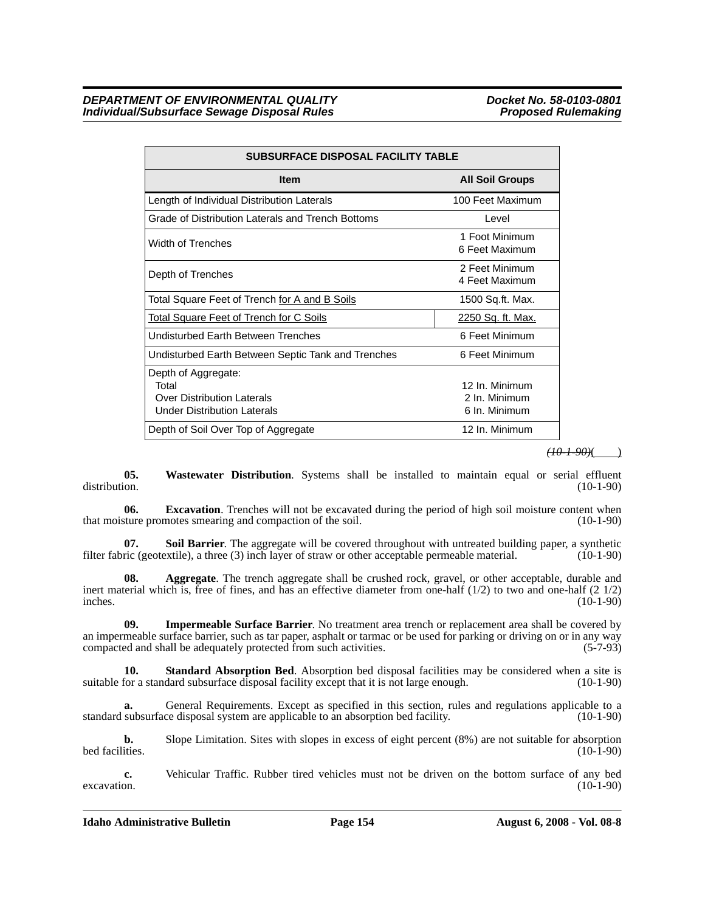| SUBSURFACE DISPOSAL FACILITY TABLE | |
|---|---|
| **Item** | **All Soil Groups** |
| Length of Individual Distribution Laterals | 100 Feet Maximum |
| Grade of Distribution Laterals and Trench Bottoms | Level |
| Width of Trenches | 1 Foot Minimum<br>6 Feet Maximum |
| Depth of Trenches | 2 Feet Minimum<br>4 Feet Maximum |
| Total Square Feet of Trench for A and B Soils | 1500 Sq.ft. Max. |
| Total Square Feet of Trench for C Soils | 2250 Sq. ft. Max. |
| Undisturbed Earth Between Trenches | 6 Feet Minimum |
| Undisturbed Earth Between Septic Tank and Trenches | 6 Feet Minimum |
| Depth of Aggregate:<br>Total<br>Over Distribution Laterals<br>Under Distribution Laterals | <br>12 In. Minimum<br>2 In. Minimum<br>6 In. Minimum |
| Depth of Soil Over Top of Aggregate | 12 In. Minimum |

~~(10-1-90)~~(     )

**05. Wastewater Distribution**. Systems shall be installed to maintain equal or serial effluent distribution. (10-1-90)

**06. Excavation**. Trenches will not be excavated during the period of high soil moisture content when that moisture promotes smearing and compaction of the soil. (10-1-90)

**07. Soil Barrier**. The aggregate will be covered throughout with untreated building paper, a synthetic filter fabric (geotextile), a three (3) inch layer of straw or other acceptable permeable material. (10-1-90)

**08. Aggregate**. The trench aggregate shall be crushed rock, gravel, or other acceptable, durable and inert material which is, free of fines, and has an effective diameter from one-half (1/2) to two and one-half (2 1/2) inches. (10-1-90)

**09. Impermeable Surface Barrier**. No treatment area trench or replacement area shall be covered by an impermeable surface barrier, such as tar paper, asphalt or tarmac or be used for parking or driving on or in any way compacted and shall be adequately protected from such activities. (5-7-93)

**10. Standard Absorption Bed**. Absorption bed disposal facilities may be considered when a site is suitable for a standard subsurface disposal facility except that it is not large enough. (10-1-90)

**a.** General Requirements. Except as specified in this section, rules and regulations applicable to a standard subsurface disposal system are applicable to an absorption bed facility. (10-1-90)

**b.** Slope Limitation. Sites with slopes in excess of eight percent (8%) are not suitable for absorption bed facilities. (10-1-90)

**c.** Vehicular Traffic. Rubber tired vehicles must not be driven on the bottom surface of any bed excavation. (10-1-90)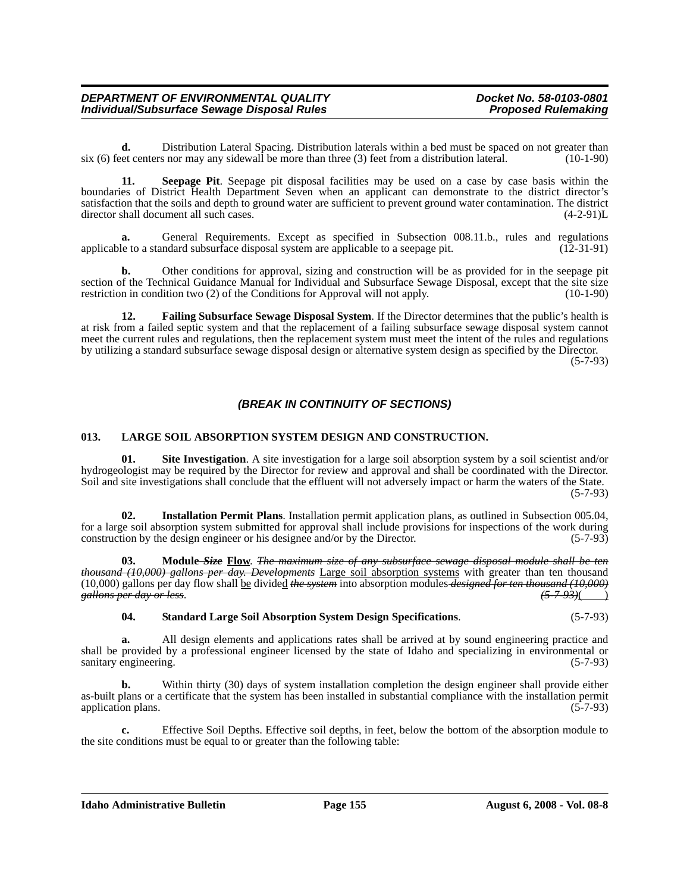**d.** Distribution Lateral Spacing. Distribution laterals within a bed must be spaced on not greater than six (6) feet centers nor may any sidewall be more than three (3) feet from a distribution lateral. (10-1-90)

**11. Seepage Pit**. Seepage pit disposal facilities may be used on a case by case basis within the boundaries of District Health Department Seven when an applicant can demonstrate to the district director's satisfaction that the soils and depth to ground water are sufficient to prevent ground water contamination. The district director shall document all such cases. (4-2-91)L

**a.** General Requirements. Except as specified in Subsection 008.11.b., rules and regulations applicable to a standard subsurface disposal system are applicable to a seepage pit. (12-31-91)

**b.** Other conditions for approval, sizing and construction will be as provided for in the seepage pit section of the Technical Guidance Manual for Individual and Subsurface Sewage Disposal, except that the site size restriction in condition two (2) of the Conditions for Approval will not apply. (10-1-90)

**12. Failing Subsurface Sewage Disposal System**. If the Director determines that the public's health is at risk from a failed septic system and that the replacement of a failing subsurface sewage disposal system cannot meet the current rules and regulations, then the replacement system must meet the intent of the rules and regulations by utilizing a standard subsurface sewage disposal design or alternative system design as specified by the Director. (5-7-93)

***(BREAK IN CONTINUITY OF SECTIONS)***

**013. LARGE SOIL ABSORPTION SYSTEM DESIGN AND CONSTRUCTION.**

**01. Site Investigation**. A site investigation for a large soil absorption system by a soil scientist and/or hydrogeologist may be required by the Director for review and approval and shall be coordinated with the Director. Soil and site investigations shall conclude that the effluent will not adversely impact or harm the waters of the State. (5-7-93)

**02. Installation Permit Plans**. Installation permit application plans, as outlined in Subsection 005.04, for a large soil absorption system submitted for approval shall include provisions for inspections of the work during construction by the design engineer or his designee and/or by the Director. (5-7-93)

**03. Module ~~*Size*~~ <u>Flow</u>**. ~~*The maximum size of any subsurface sewage disposal module shall be ten thousand (10,000) gallons per day. Developments*~~ <u>Large soil absorption systems</u> with greater than ten thousand (10,000) gallons per day flow shall <u>be</u> divide<u>d</u> ~~*the system*~~ into absorption modules ~~*designed for ten thousand (10,000) gallons per day or less*~~. ~~*(5-7-93)*~~(____)

**04. Standard Large Soil Absorption System Design Specifications**. (5-7-93)

**a.** All design elements and applications rates shall be arrived at by sound engineering practice and shall be provided by a professional engineer licensed by the state of Idaho and specializing in environmental or sanitary engineering. (5-7-93)

**b.** Within thirty (30) days of system installation completion the design engineer shall provide either as-built plans or a certificate that the system has been installed in substantial compliance with the installation permit application plans. (5-7-93)

**c.** Effective Soil Depths. Effective soil depths, in feet, below the bottom of the absorption module to the site conditions must be equal to or greater than the following table: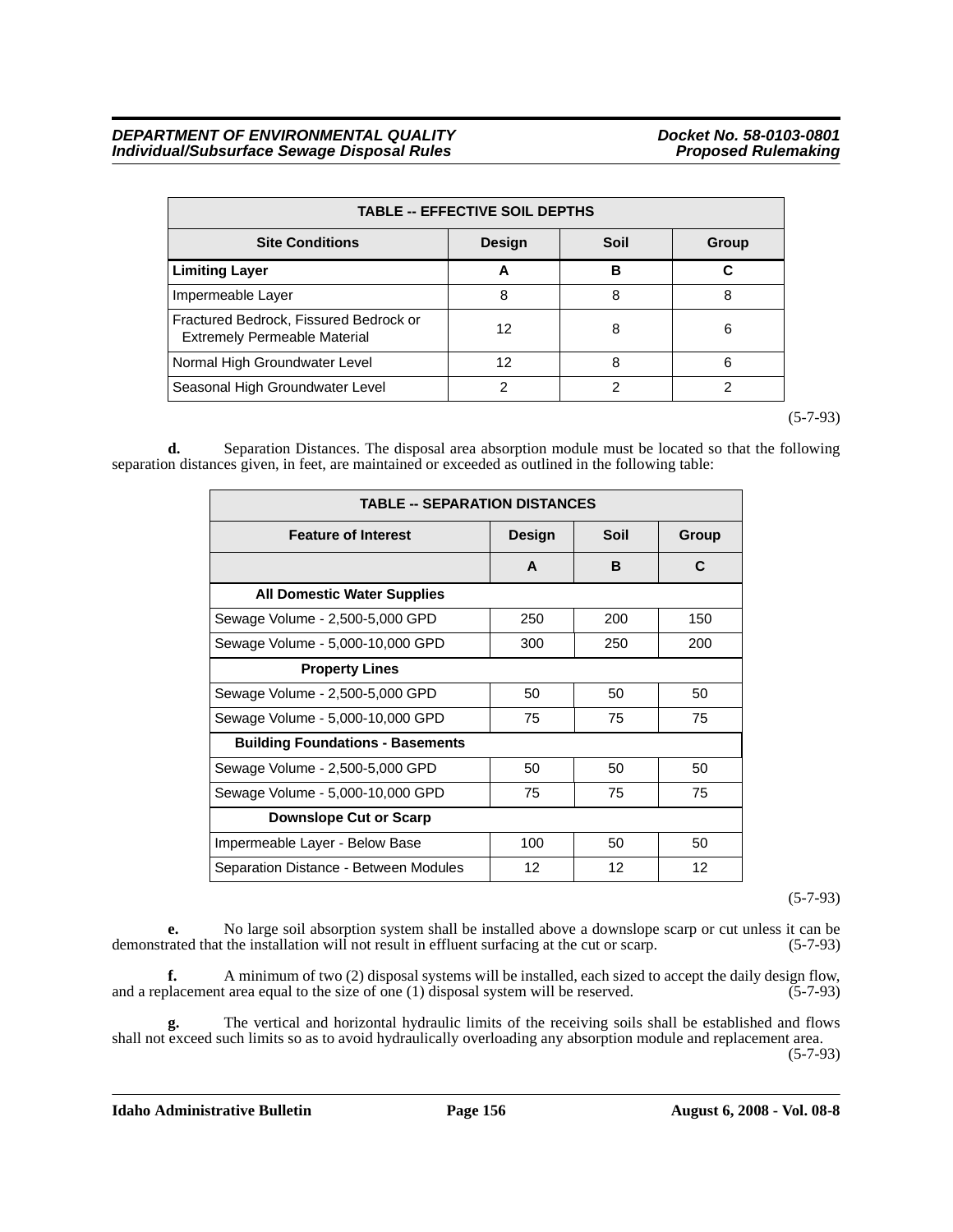| TABLE -- EFFECTIVE SOIL DEPTHS | | | |
|---|---|---|---|
| **Site Conditions** | **Design** | **Soil** | **Group** |
| **Limiting Layer** | **A** | **B** | **C** |
| Impermeable Layer | 8 | 8 | 8 |
| Fractured Bedrock, Fissured Bedrock or Extremely Permeable Material | 12 | 8 | 6 |
| Normal High Groundwater Level | 12 | 8 | 6 |
| Seasonal High Groundwater Level | 2 | 2 | 2 |

(5-7-93)

**d.** Separation Distances. The disposal area absorption module must be located so that the following separation distances given, in feet, are maintained or exceeded as outlined in the following table:

| TABLE -- SEPARATION DISTANCES | | | |
|---|---|---|---|
| **Feature of Interest** | **Design** | **Soil** | **Group** |
| | **A** | **B** | **C** |
| **All Domestic Water Supplies** | | | |
| Sewage Volume - 2,500-5,000 GPD | 250 | 200 | 150 |
| Sewage Volume - 5,000-10,000 GPD | 300 | 250 | 200 |
| **Property Lines** | | | |
| Sewage Volume - 2,500-5,000 GPD | 50 | 50 | 50 |
| Sewage Volume - 5,000-10,000 GPD | 75 | 75 | 75 |
| **Building Foundations - Basements** | | | |
| Sewage Volume - 2,500-5,000 GPD | 50 | 50 | 50 |
| Sewage Volume - 5,000-10,000 GPD | 75 | 75 | 75 |
| **Downslope Cut or Scarp** | | | |
| Impermeable Layer - Below Base | 100 | 50 | 50 |
| Separation Distance - Between Modules | 12 | 12 | 12 |

(5-7-93)

**e.** No large soil absorption system shall be installed above a downslope scarp or cut unless it can be demonstrated that the installation will not result in effluent surfacing at the cut or scarp. (5-7-93)

**f.** A minimum of two (2) disposal systems will be installed, each sized to accept the daily design flow, and a replacement area equal to the size of one (1) disposal system will be reserved. (5-7-93)

**g.** The vertical and horizontal hydraulic limits of the receiving soils shall be established and flows shall not exceed such limits so as to avoid hydraulically overloading any absorption module and replacement area. (5-7-93)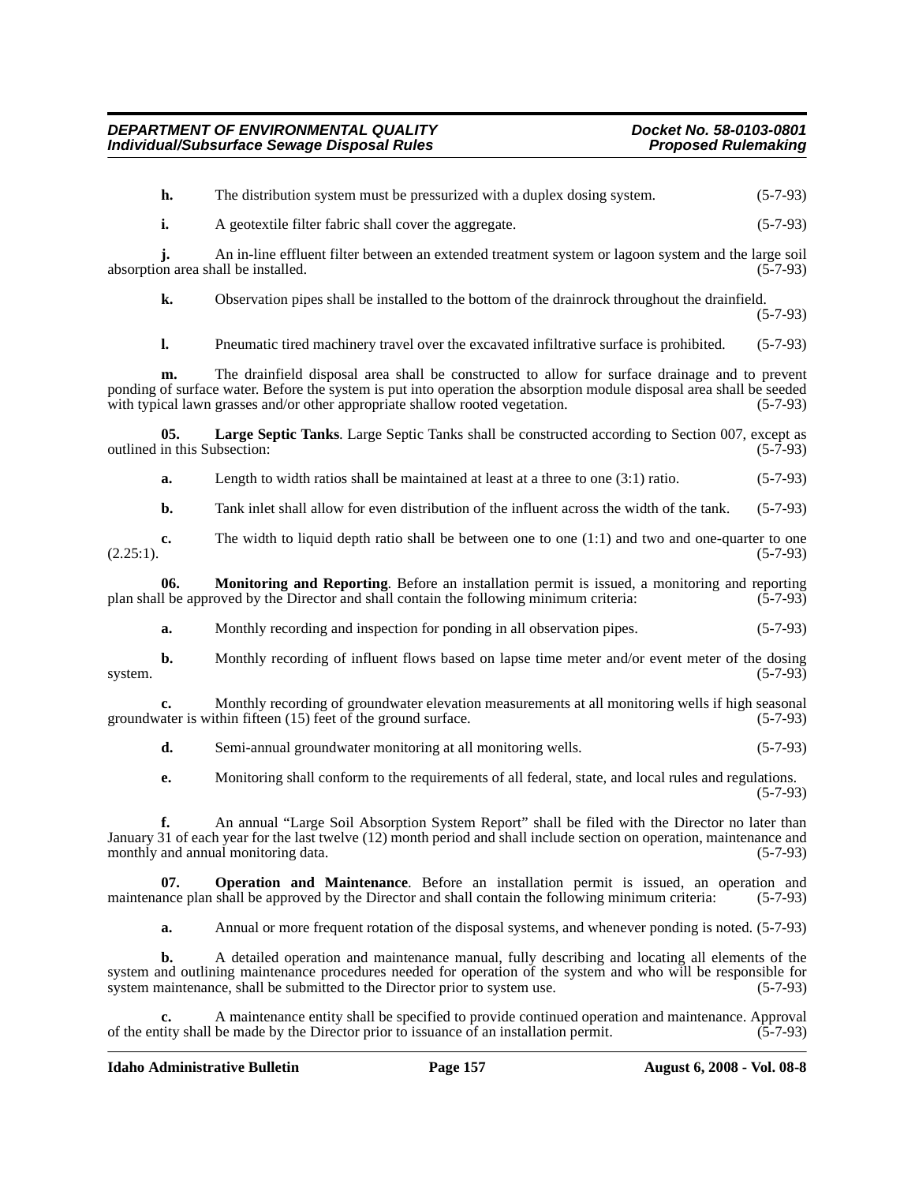**h.** The distribution system must be pressurized with a duplex dosing system. (5-7-93)

**i.** A geotextile filter fabric shall cover the aggregate. (5-7-93)

**j.** An in-line effluent filter between an extended treatment system or lagoon system and the large soil absorption area shall be installed. (5-7-93)

**k.** Observation pipes shall be installed to the bottom of the drainrock throughout the drainfield. (5-7-93)

**l.** Pneumatic tired machinery travel over the excavated infiltrative surface is prohibited. (5-7-93)

**m.** The drainfield disposal area shall be constructed to allow for surface drainage and to prevent ponding of surface water. Before the system is put into operation the absorption module disposal area shall be seeded with typical lawn grasses and/or other appropriate shallow rooted vegetation. (5-7-93)

**05. Large Septic Tanks**. Large Septic Tanks shall be constructed according to Section 007, except as outlined in this Subsection: (5-7-93)

**a.** Length to width ratios shall be maintained at least at a three to one (3:1) ratio. (5-7-93)

**b.** Tank inlet shall allow for even distribution of the influent across the width of the tank. (5-7-93)

**c.** The width to liquid depth ratio shall be between one to one (1:1) and two and one-quarter to one (2.25:1). (5-7-93)

**06. Monitoring and Reporting**. Before an installation permit is issued, a monitoring and reporting plan shall be approved by the Director and shall contain the following minimum criteria: (5-7-93)

**a.** Monthly recording and inspection for ponding in all observation pipes. (5-7-93)

**b.** Monthly recording of influent flows based on lapse time meter and/or event meter of the dosing system. (5-7-93)

**c.** Monthly recording of groundwater elevation measurements at all monitoring wells if high seasonal groundwater is within fifteen (15) feet of the ground surface. (5-7-93)

**d.** Semi-annual groundwater monitoring at all monitoring wells. (5-7-93)

**e.** Monitoring shall conform to the requirements of all federal, state, and local rules and regulations. (5-7-93)

**f.** An annual "Large Soil Absorption System Report" shall be filed with the Director no later than January 31 of each year for the last twelve (12) month period and shall include section on operation, maintenance and monthly and annual monitoring data. (5-7-93)

**07. Operation and Maintenance**. Before an installation permit is issued, an operation and maintenance plan shall be approved by the Director and shall contain the following minimum criteria: (5-7-93)

**a.** Annual or more frequent rotation of the disposal systems, and whenever ponding is noted. (5-7-93)

**b.** A detailed operation and maintenance manual, fully describing and locating all elements of the system and outlining maintenance procedures needed for operation of the system and who will be responsible for system maintenance, shall be submitted to the Director prior to system use. (5-7-93)

**c.** A maintenance entity shall be specified to provide continued operation and maintenance. Approval of the entity shall be made by the Director prior to issuance of an installation permit. (5-7-93)